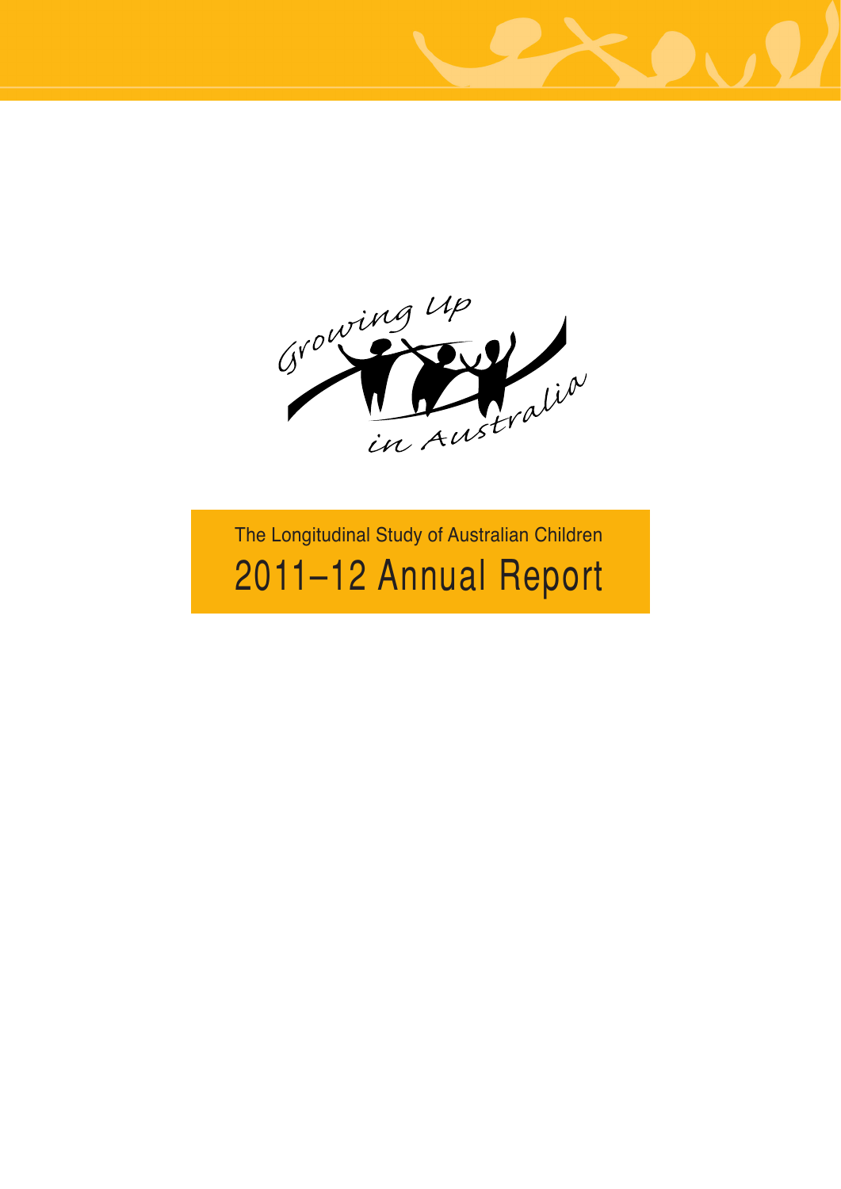Growing Up in Australia

The Longitudinal Study of Australian Children

# 2011–12 Annual Report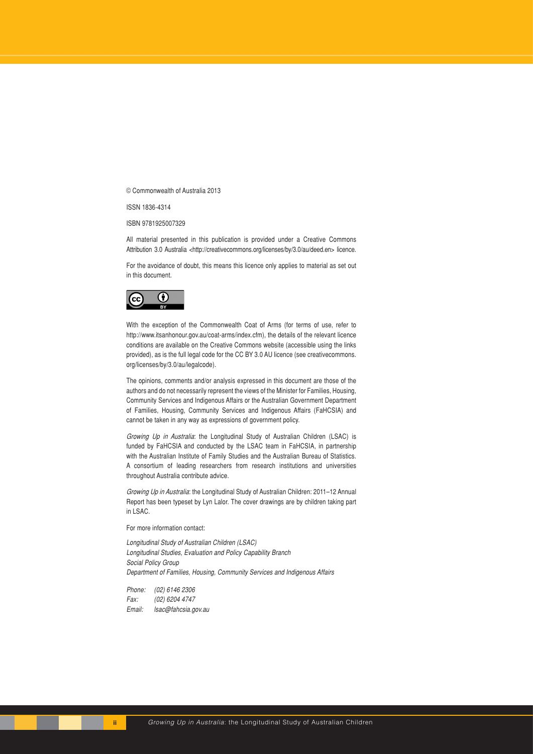© Commonwealth of Australia 2013

ISSN 1836-4314

ISBN 9781925007329

All material presented in this publication is provided under a Creative Commons Attribution 3.0 Australia <http://creativecommons.org/licenses/by/3.0/au/deed.en> licence.

For the avoidance of doubt, this means this licence only applies to material as set out in this document.

With the exception of the Commonwealth Coat of Arms (for terms of use, refer to http://www.itsanhonour.gov.au/coat-arms/index.cfm), the details of the relevant licence conditions are available on the Creative Commons website (accessible using the links provided), as is the full legal code for the CC BY 3.0 AU licence (see creativecommons.org/licenses/by/3.0/au/legalcode).

The opinions, comments and/or analysis expressed in this document are those of the authors and do not necessarily represent the views of the Minister for Families, Housing, Community Services and Indigenous Affairs or the Australian Government Department of Families, Housing, Community Services and Indigenous Affairs (FaHCSIA) and cannot be taken in any way as expressions of government policy.

*Growing Up in Australia*: the Longitudinal Study of Australian Children (LSAC) is funded by FaHCSIA and conducted by the LSAC team in FaHCSIA, in partnership with the Australian Institute of Family Studies and the Australian Bureau of Statistics. A consortium of leading researchers from research institutions and universities throughout Australia contribute advice.

*Growing Up in Australia*: the Longitudinal Study of Australian Children: 2011–12 Annual Report has been typeset by Lyn Lalor. The cover drawings are by children taking part in LSAC.

For more information contact:

*Longitudinal Study of Australian Children (LSAC)*
*Longitudinal Studies, Evaluation and Policy Capability Branch*
*Social Policy Group*
*Department of Families, Housing, Community Services and Indigenous Affairs*

*Phone: (02) 6146 2306*
*Fax: (02) 6204 4747*
*Email: lsac@fahcsia.gov.au*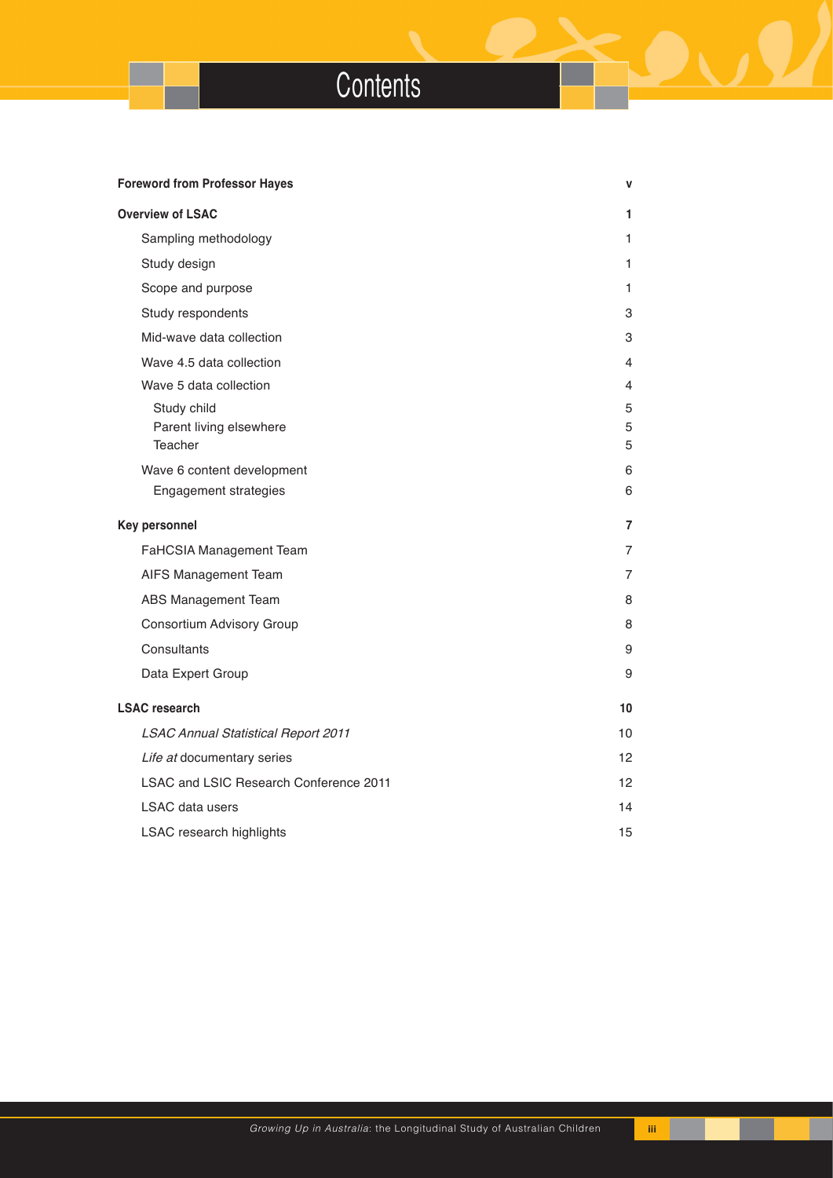# Contents

| | |
|---|---|
| **Foreword from Professor Hayes** | **v** |
| **Overview of LSAC** | **1** |
| Sampling methodology | 1 |
| Study design | 1 |
| Scope and purpose | 1 |
| Study respondents | 3 |
| Mid-wave data collection | 3 |
| Wave 4.5 data collection | 4 |
| Wave 5 data collection | 4 |
| Study child | 5 |
| Parent living elsewhere | 5 |
| Teacher | 5 |
| Wave 6 content development | 6 |
| Engagement strategies | 6 |
| **Key personnel** | **7** |
| FaHCSIA Management Team | 7 |
| AIFS Management Team | 7 |
| ABS Management Team | 8 |
| Consortium Advisory Group | 8 |
| Consultants | 9 |
| Data Expert Group | 9 |
| **LSAC research** | **10** |
| *LSAC Annual Statistical Report 2011* | 10 |
| *Life at* documentary series | 12 |
| LSAC and LSIC Research Conference 2011 | 12 |
| LSAC data users | 14 |
| LSAC research highlights | 15 |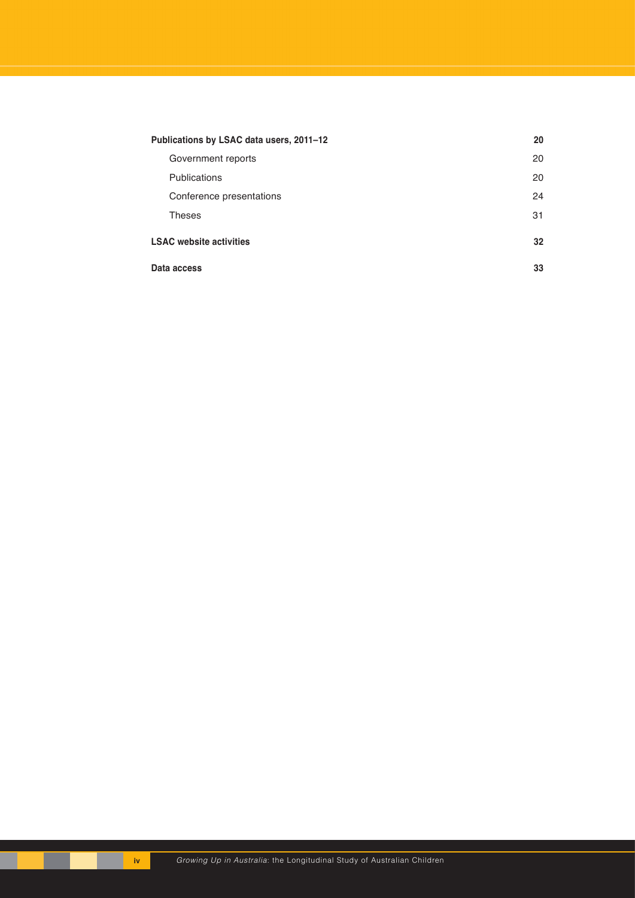| | |
|---|---|
| **Publications by LSAC data users, 2011–12** | **20** |
| Government reports | 20 |
| Publications | 20 |
| Conference presentations | 24 |
| Theses | 31 |
| **LSAC website activities** | **32** |
| **Data access** | **33** |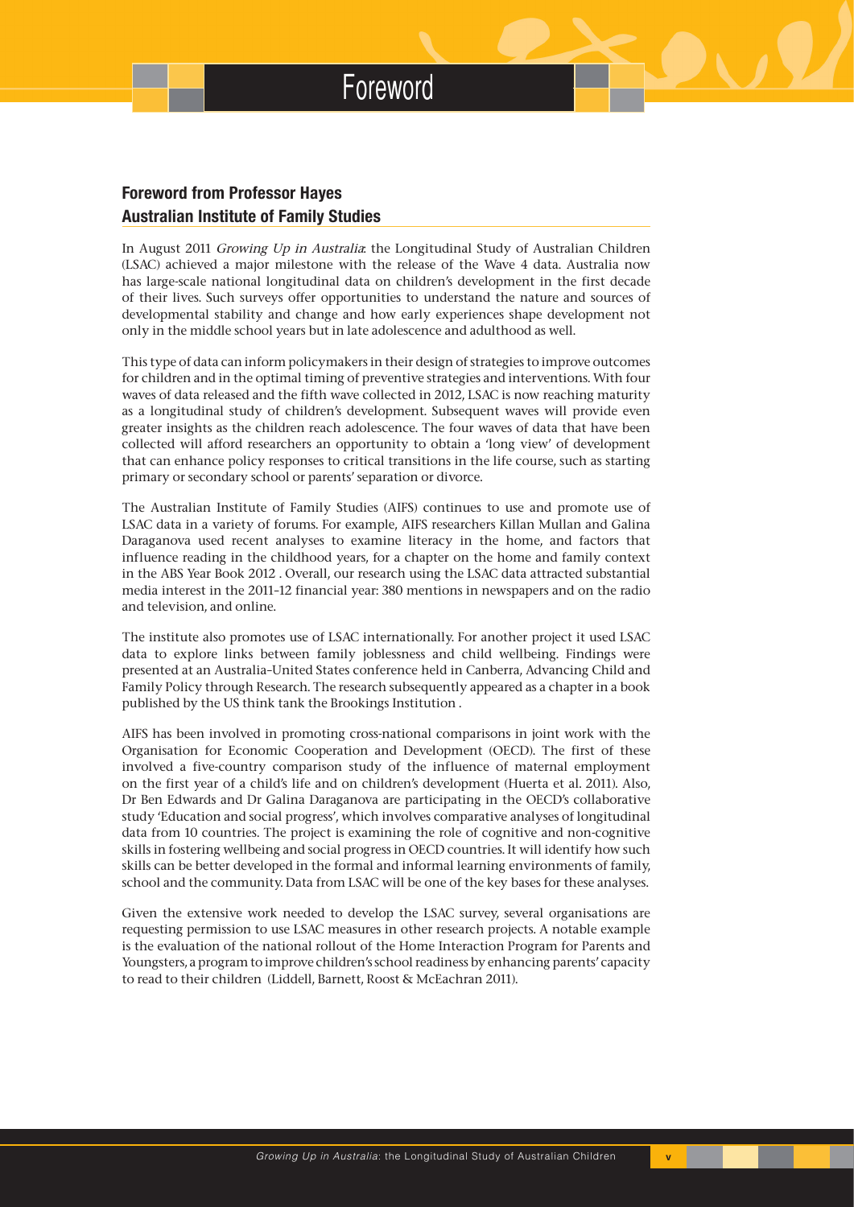# Foreword

## Foreword from Professor Hayes
## Australian Institute of Family Studies

In August 2011 *Growing Up in Australia*: the Longitudinal Study of Australian Children (LSAC) achieved a major milestone with the release of the Wave 4 data. Australia now has large-scale national longitudinal data on children's development in the first decade of their lives. Such surveys offer opportunities to understand the nature and sources of developmental stability and change and how early experiences shape development not only in the middle school years but in late adolescence and adulthood as well.

This type of data can inform policymakers in their design of strategies to improve outcomes for children and in the optimal timing of preventive strategies and interventions. With four waves of data released and the fifth wave collected in 2012, LSAC is now reaching maturity as a longitudinal study of children's development. Subsequent waves will provide even greater insights as the children reach adolescence. The four waves of data that have been collected will afford researchers an opportunity to obtain a 'long view' of development that can enhance policy responses to critical transitions in the life course, such as starting primary or secondary school or parents' separation or divorce.

The Australian Institute of Family Studies (AIFS) continues to use and promote use of LSAC data in a variety of forums. For example, AIFS researchers Killan Mullan and Galina Daraganova used recent analyses to examine literacy in the home, and factors that influence reading in the childhood years, for a chapter on the home and family context in the ABS Year Book 2012 . Overall, our research using the LSAC data attracted substantial media interest in the 2011–12 financial year: 380 mentions in newspapers and on the radio and television, and online.

The institute also promotes use of LSAC internationally. For another project it used LSAC data to explore links between family joblessness and child wellbeing. Findings were presented at an Australia–United States conference held in Canberra, Advancing Child and Family Policy through Research. The research subsequently appeared as a chapter in a book published by the US think tank the Brookings Institution .

AIFS has been involved in promoting cross-national comparisons in joint work with the Organisation for Economic Cooperation and Development (OECD). The first of these involved a five-country comparison study of the influence of maternal employment on the first year of a child's life and on children's development (Huerta et al. 2011). Also, Dr Ben Edwards and Dr Galina Daraganova are participating in the OECD's collaborative study 'Education and social progress', which involves comparative analyses of longitudinal data from 10 countries. The project is examining the role of cognitive and non-cognitive skills in fostering wellbeing and social progress in OECD countries. It will identify how such skills can be better developed in the formal and informal learning environments of family, school and the community. Data from LSAC will be one of the key bases for these analyses.

Given the extensive work needed to develop the LSAC survey, several organisations are requesting permission to use LSAC measures in other research projects. A notable example is the evaluation of the national rollout of the Home Interaction Program for Parents and Youngsters, a program to improve children's school readiness by enhancing parents' capacity to read to their children (Liddell, Barnett, Roost & McEachran 2011).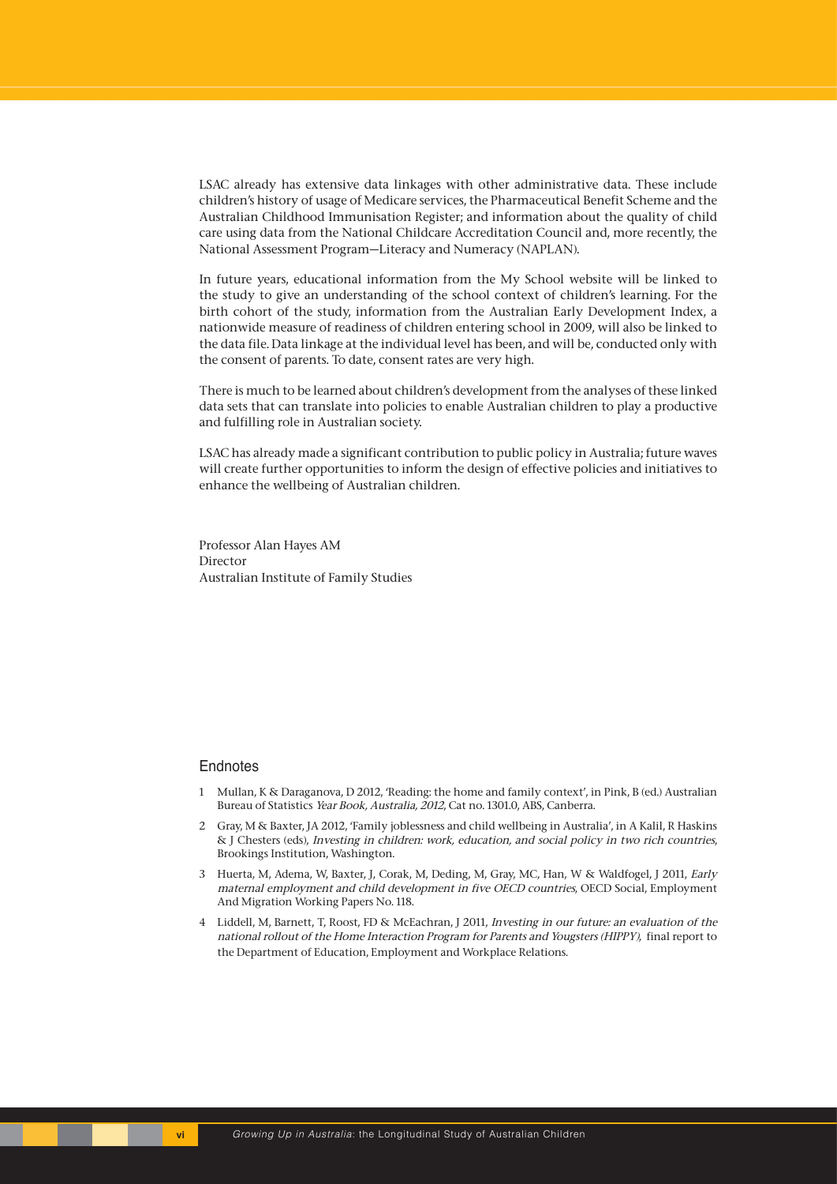LSAC already has extensive data linkages with other administrative data. These include children's history of usage of Medicare services, the Pharmaceutical Benefit Scheme and the Australian Childhood Immunisation Register; and information about the quality of child care using data from the National Childcare Accreditation Council and, more recently, the National Assessment Program—Literacy and Numeracy (NAPLAN).

In future years, educational information from the My School website will be linked to the study to give an understanding of the school context of children's learning. For the birth cohort of the study, information from the Australian Early Development Index, a nationwide measure of readiness of children entering school in 2009, will also be linked to the data file. Data linkage at the individual level has been, and will be, conducted only with the consent of parents. To date, consent rates are very high.

There is much to be learned about children's development from the analyses of these linked data sets that can translate into policies to enable Australian children to play a productive and fulfilling role in Australian society.

LSAC has already made a significant contribution to public policy in Australia; future waves will create further opportunities to inform the design of effective policies and initiatives to enhance the wellbeing of Australian children.

Professor Alan Hayes AM
Director
Australian Institute of Family Studies

## Endnotes

1. Mullan, K & Daraganova, D 2012, 'Reading: the home and family context', in Pink, B (ed.) Australian Bureau of Statistics *Year Book, Australia, 2012*, Cat no. 1301.0, ABS, Canberra.
2. Gray, M & Baxter, JA 2012, 'Family joblessness and child wellbeing in Australia', in A Kalil, R Haskins & J Chesters (eds), *Investing in children: work, education, and social policy in two rich countries*, Brookings Institution, Washington.
3. Huerta, M, Adema, W, Baxter, J, Corak, M, Deding, M, Gray, MC, Han, W & Waldfogel, J 2011, *Early maternal employment and child development in five OECD countries*, OECD Social, Employment And Migration Working Papers No. 118.
4. Liddell, M, Barnett, T, Roost, FD & McEachran, J 2011, *Investing in our future: an evaluation of the national rollout of the Home Interaction Program for Parents and Yougsters (HIPPY)*, final report to the Department of Education, Employment and Workplace Relations.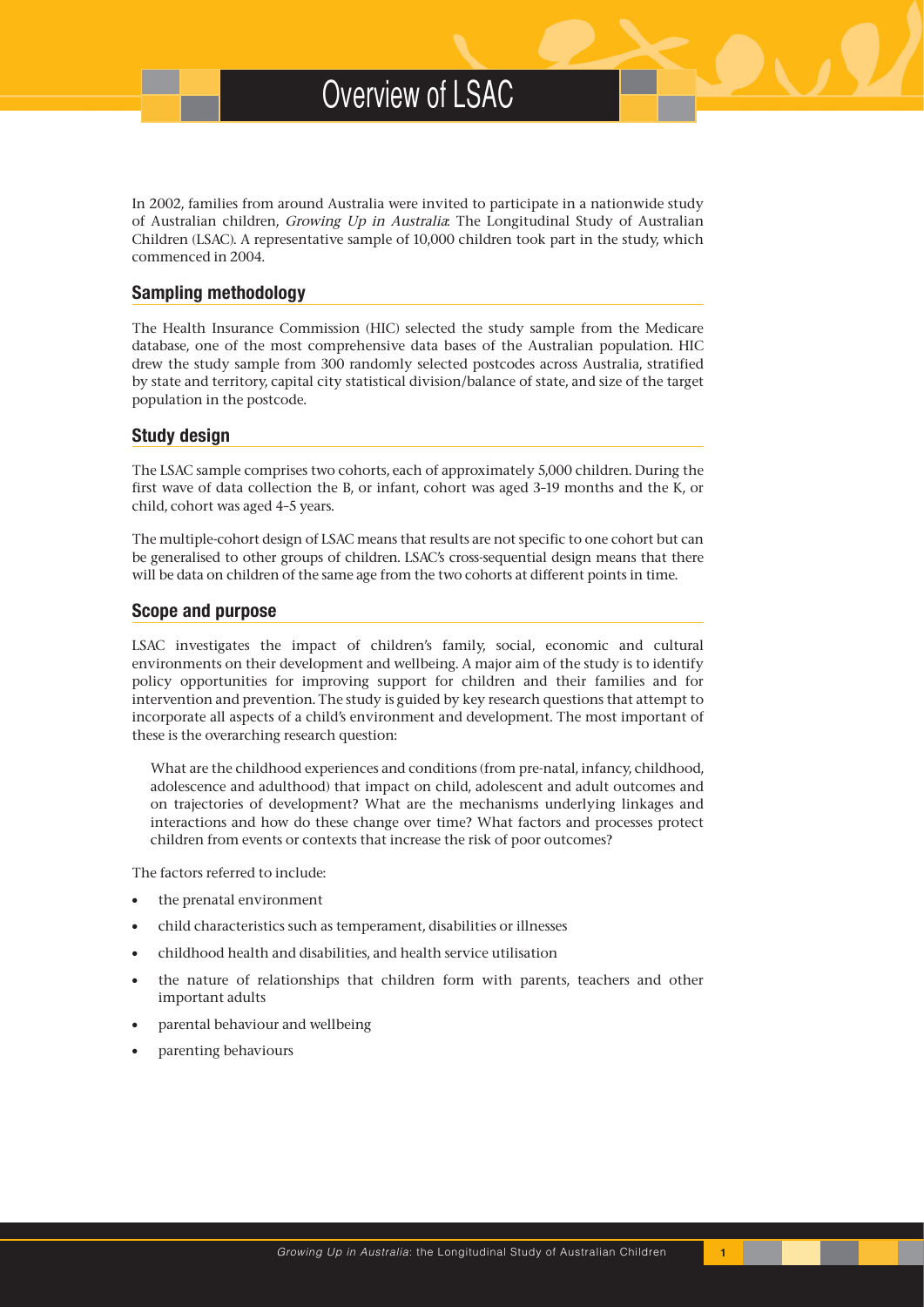# Overview of LSAC

In 2002, families from around Australia were invited to participate in a nationwide study of Australian children, *Growing Up in Australia*: The Longitudinal Study of Australian Children (LSAC). A representative sample of 10,000 children took part in the study, which commenced in 2004.

## Sampling methodology

The Health Insurance Commission (HIC) selected the study sample from the Medicare database, one of the most comprehensive data bases of the Australian population. HIC drew the study sample from 300 randomly selected postcodes across Australia, stratified by state and territory, capital city statistical division/balance of state, and size of the target population in the postcode.

## Study design

The LSAC sample comprises two cohorts, each of approximately 5,000 children. During the first wave of data collection the B, or infant, cohort was aged 3–19 months and the K, or child, cohort was aged 4–5 years.

The multiple-cohort design of LSAC means that results are not specific to one cohort but can be generalised to other groups of children. LSAC's cross-sequential design means that there will be data on children of the same age from the two cohorts at different points in time.

## Scope and purpose

LSAC investigates the impact of children's family, social, economic and cultural environments on their development and wellbeing. A major aim of the study is to identify policy opportunities for improving support for children and their families and for intervention and prevention. The study is guided by key research questions that attempt to incorporate all aspects of a child's environment and development. The most important of these is the overarching research question:

> What are the childhood experiences and conditions (from pre-natal, infancy, childhood, adolescence and adulthood) that impact on child, adolescent and adult outcomes and on trajectories of development? What are the mechanisms underlying linkages and interactions and how do these change over time? What factors and processes protect children from events or contexts that increase the risk of poor outcomes?

The factors referred to include:

- the prenatal environment
- child characteristics such as temperament, disabilities or illnesses
- childhood health and disabilities, and health service utilisation
- the nature of relationships that children form with parents, teachers and other important adults
- parental behaviour and wellbeing
- parenting behaviours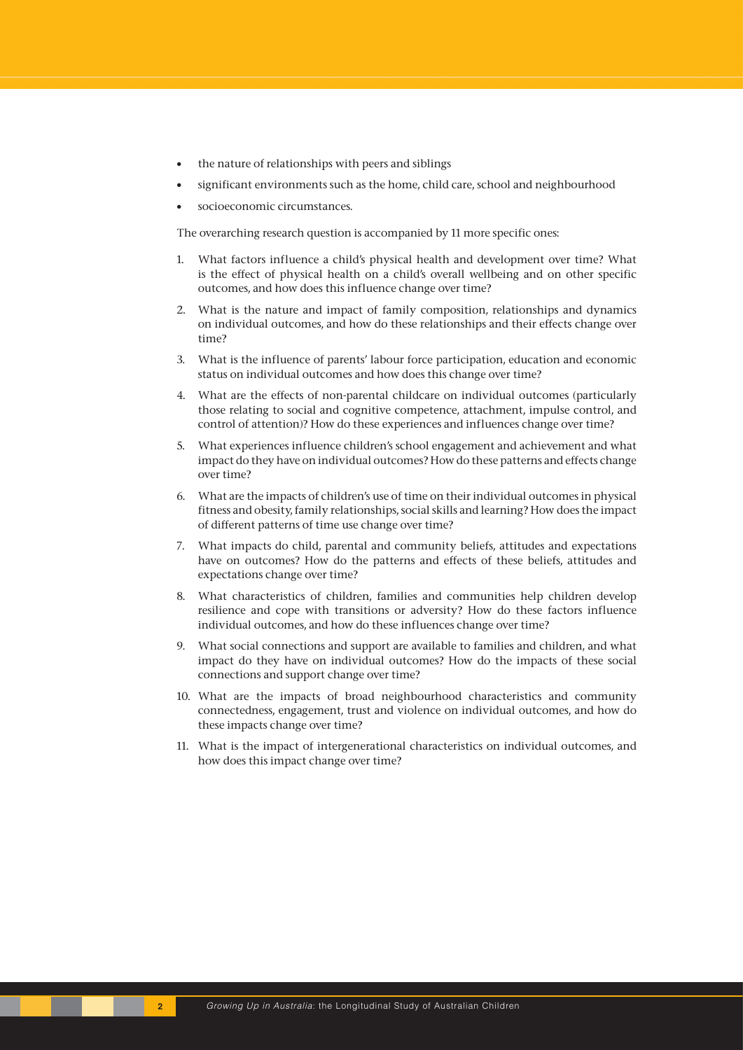- the nature of relationships with peers and siblings
- significant environments such as the home, child care, school and neighbourhood
- socioeconomic circumstances.

The overarching research question is accompanied by 11 more specific ones:

1. What factors influence a child's physical health and development over time? What is the effect of physical health on a child's overall wellbeing and on other specific outcomes, and how does this influence change over time?
2. What is the nature and impact of family composition, relationships and dynamics on individual outcomes, and how do these relationships and their effects change over time?
3. What is the influence of parents' labour force participation, education and economic status on individual outcomes and how does this change over time?
4. What are the effects of non-parental childcare on individual outcomes (particularly those relating to social and cognitive competence, attachment, impulse control, and control of attention)? How do these experiences and influences change over time?
5. What experiences influence children's school engagement and achievement and what impact do they have on individual outcomes? How do these patterns and effects change over time?
6. What are the impacts of children's use of time on their individual outcomes in physical fitness and obesity, family relationships, social skills and learning? How does the impact of different patterns of time use change over time?
7. What impacts do child, parental and community beliefs, attitudes and expectations have on outcomes? How do the patterns and effects of these beliefs, attitudes and expectations change over time?
8. What characteristics of children, families and communities help children develop resilience and cope with transitions or adversity? How do these factors influence individual outcomes, and how do these influences change over time?
9. What social connections and support are available to families and children, and what impact do they have on individual outcomes? How do the impacts of these social connections and support change over time?
10. What are the impacts of broad neighbourhood characteristics and community connectedness, engagement, trust and violence on individual outcomes, and how do these impacts change over time?
11. What is the impact of intergenerational characteristics on individual outcomes, and how does this impact change over time?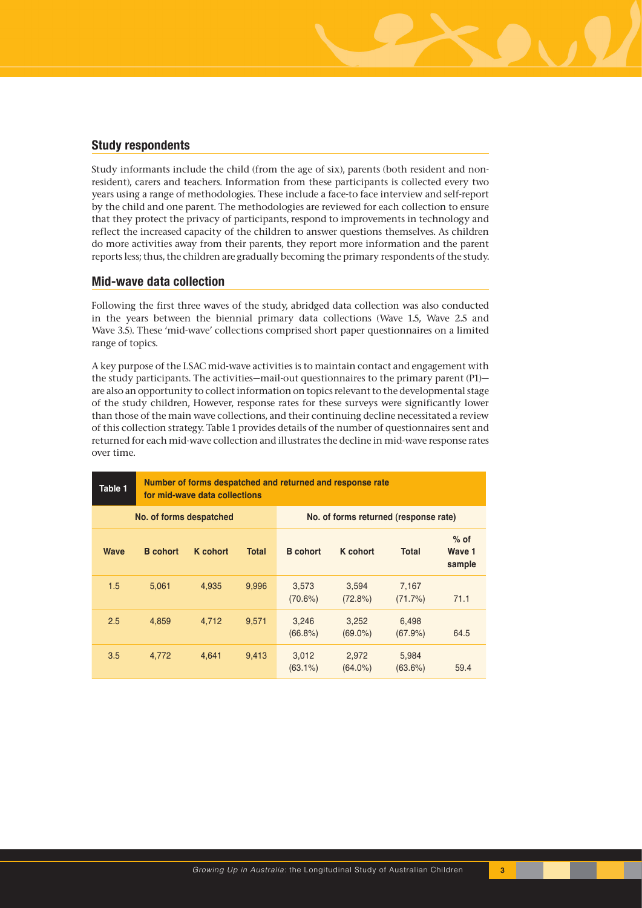## Study respondents

Study informants include the child (from the age of six), parents (both resident and non-resident), carers and teachers. Information from these participants is collected every two years using a range of methodologies. These include a face-to face interview and self-report by the child and one parent. The methodologies are reviewed for each collection to ensure that they protect the privacy of participants, respond to improvements in technology and reflect the increased capacity of the children to answer questions themselves. As children do more activities away from their parents, they report more information and the parent reports less; thus, the children are gradually becoming the primary respondents of the study.

## Mid-wave data collection

Following the first three waves of the study, abridged data collection was also conducted in the years between the biennial primary data collections (Wave 1.5, Wave 2.5 and Wave 3.5). These 'mid-wave' collections comprised short paper questionnaires on a limited range of topics.

A key purpose of the LSAC mid-wave activities is to maintain contact and engagement with the study participants. The activities—mail-out questionnaires to the primary parent (P1)—are also an opportunity to collect information on topics relevant to the developmental stage of the study children, However, response rates for these surveys were significantly lower than those of the main wave collections, and their continuing decline necessitated a review of this collection strategy. Table 1 provides details of the number of questionnaires sent and returned for each mid-wave collection and illustrates the decline in mid-wave response rates over time.

**Table 1 Number of forms despatched and returned and response rate for mid-wave data collections**

| No. of forms despatched | | | | No. of forms returned (response rate) | | | |
|---|---|---|---|---|---|---|---|
| **Wave** | **B cohort** | **K cohort** | **Total** | **B cohort** | **K cohort** | **Total** | **% of Wave 1 sample** |
| 1.5 | 5,061 | 4,935 | 9,996 | 3,573 (70.6%) | 3,594 (72.8%) | 7,167 (71.7%) | 71.1 |
| 2.5 | 4,859 | 4,712 | 9,571 | 3,246 (66.8%) | 3,252 (69.0%) | 6,498 (67.9%) | 64.5 |
| 3.5 | 4,772 | 4,641 | 9,413 | 3,012 (63.1%) | 2,972 (64.0%) | 5,984 (63.6%) | 59.4 |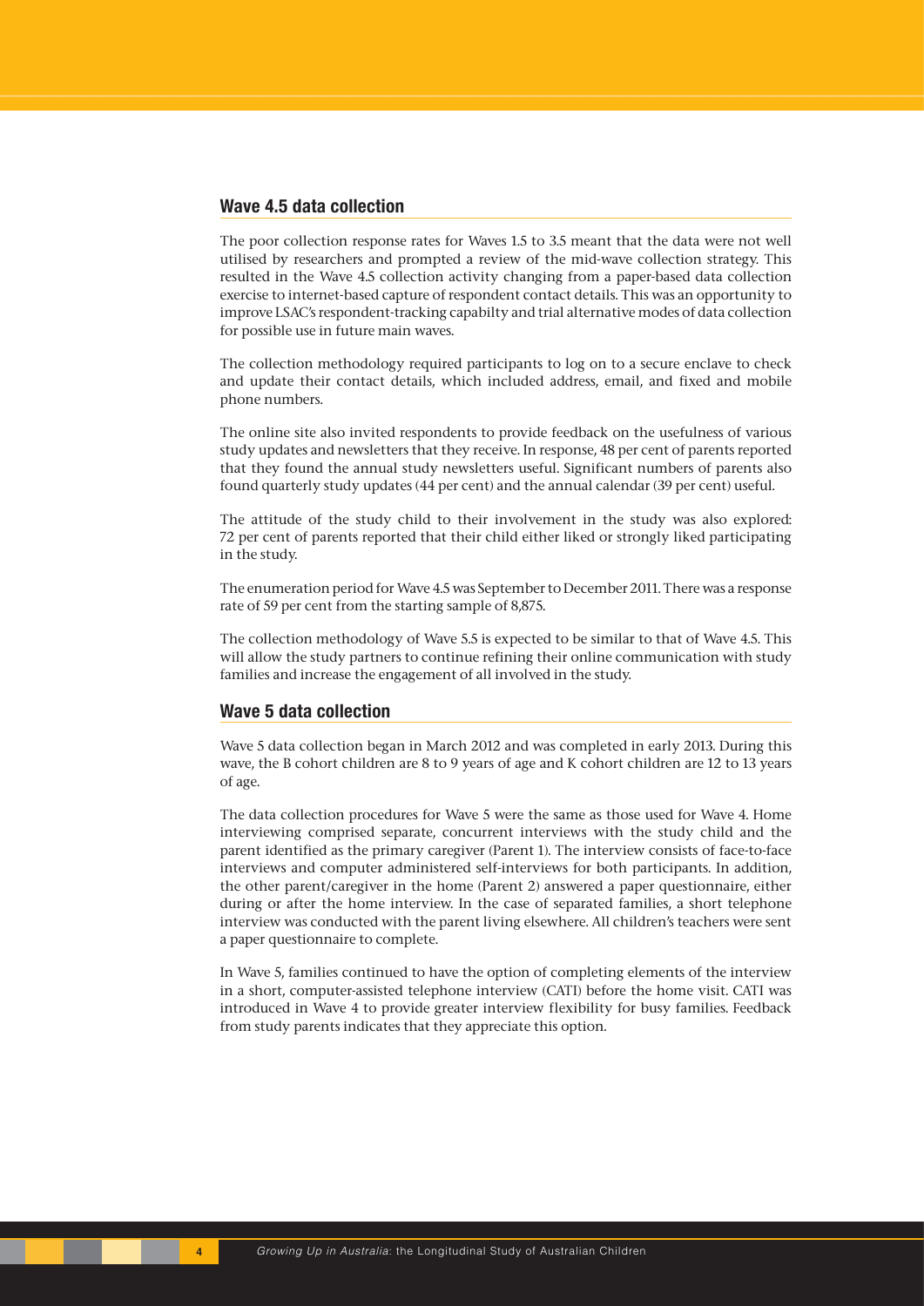## Wave 4.5 data collection

The poor collection response rates for Waves 1.5 to 3.5 meant that the data were not well utilised by researchers and prompted a review of the mid-wave collection strategy. This resulted in the Wave 4.5 collection activity changing from a paper-based data collection exercise to internet-based capture of respondent contact details. This was an opportunity to improve LSAC's respondent-tracking capabilty and trial alternative modes of data collection for possible use in future main waves.

The collection methodology required participants to log on to a secure enclave to check and update their contact details, which included address, email, and fixed and mobile phone numbers.

The online site also invited respondents to provide feedback on the usefulness of various study updates and newsletters that they receive. In response, 48 per cent of parents reported that they found the annual study newsletters useful. Significant numbers of parents also found quarterly study updates (44 per cent) and the annual calendar (39 per cent) useful.

The attitude of the study child to their involvement in the study was also explored: 72 per cent of parents reported that their child either liked or strongly liked participating in the study.

The enumeration period for Wave 4.5 was September to December 2011. There was a response rate of 59 per cent from the starting sample of 8,875.

The collection methodology of Wave 5.5 is expected to be similar to that of Wave 4.5. This will allow the study partners to continue refining their online communication with study families and increase the engagement of all involved in the study.

## Wave 5 data collection

Wave 5 data collection began in March 2012 and was completed in early 2013. During this wave, the B cohort children are 8 to 9 years of age and K cohort children are 12 to 13 years of age.

The data collection procedures for Wave 5 were the same as those used for Wave 4. Home interviewing comprised separate, concurrent interviews with the study child and the parent identified as the primary caregiver (Parent 1). The interview consists of face-to-face interviews and computer administered self-interviews for both participants. In addition, the other parent/caregiver in the home (Parent 2) answered a paper questionnaire, either during or after the home interview. In the case of separated families, a short telephone interview was conducted with the parent living elsewhere. All children's teachers were sent a paper questionnaire to complete.

In Wave 5, families continued to have the option of completing elements of the interview in a short, computer-assisted telephone interview (CATI) before the home visit. CATI was introduced in Wave 4 to provide greater interview flexibility for busy families. Feedback from study parents indicates that they appreciate this option.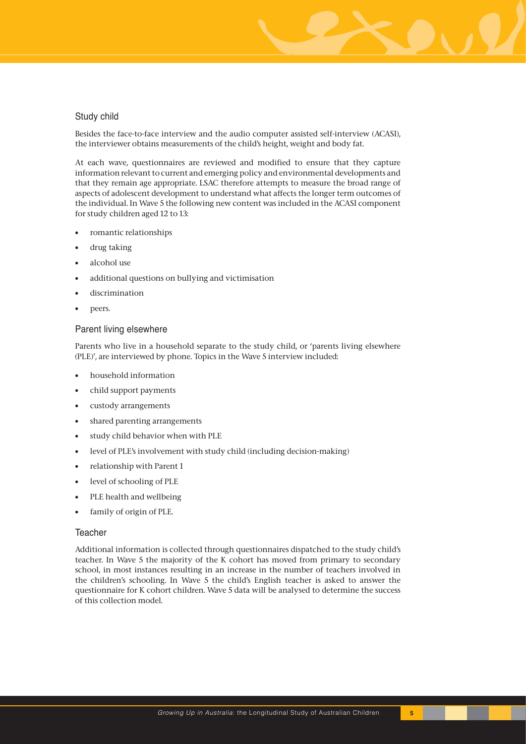### Study child

Besides the face-to-face interview and the audio computer assisted self-interview (ACASI), the interviewer obtains measurements of the child's height, weight and body fat.

At each wave, questionnaires are reviewed and modified to ensure that they capture information relevant to current and emerging policy and environmental developments and that they remain age appropriate. LSAC therefore attempts to measure the broad range of aspects of adolescent development to understand what affects the longer term outcomes of the individual. In Wave 5 the following new content was included in the ACASI component for study children aged 12 to 13:

- romantic relationships
- drug taking
- alcohol use
- additional questions on bullying and victimisation
- discrimination
- peers.

### Parent living elsewhere

Parents who live in a household separate to the study child, or 'parents living elsewhere (PLE)', are interviewed by phone. Topics in the Wave 5 interview included:

- household information
- child support payments
- custody arrangements
- shared parenting arrangements
- study child behavior when with PLE
- level of PLE's involvement with study child (including decision-making)
- relationship with Parent 1
- level of schooling of PLE
- PLE health and wellbeing
- family of origin of PLE.

### Teacher

Additional information is collected through questionnaires dispatched to the study child's teacher. In Wave 5 the majority of the K cohort has moved from primary to secondary school, in most instances resulting in an increase in the number of teachers involved in the children's schooling. In Wave 5 the child's English teacher is asked to answer the questionnaire for K cohort children. Wave 5 data will be analysed to determine the success of this collection model.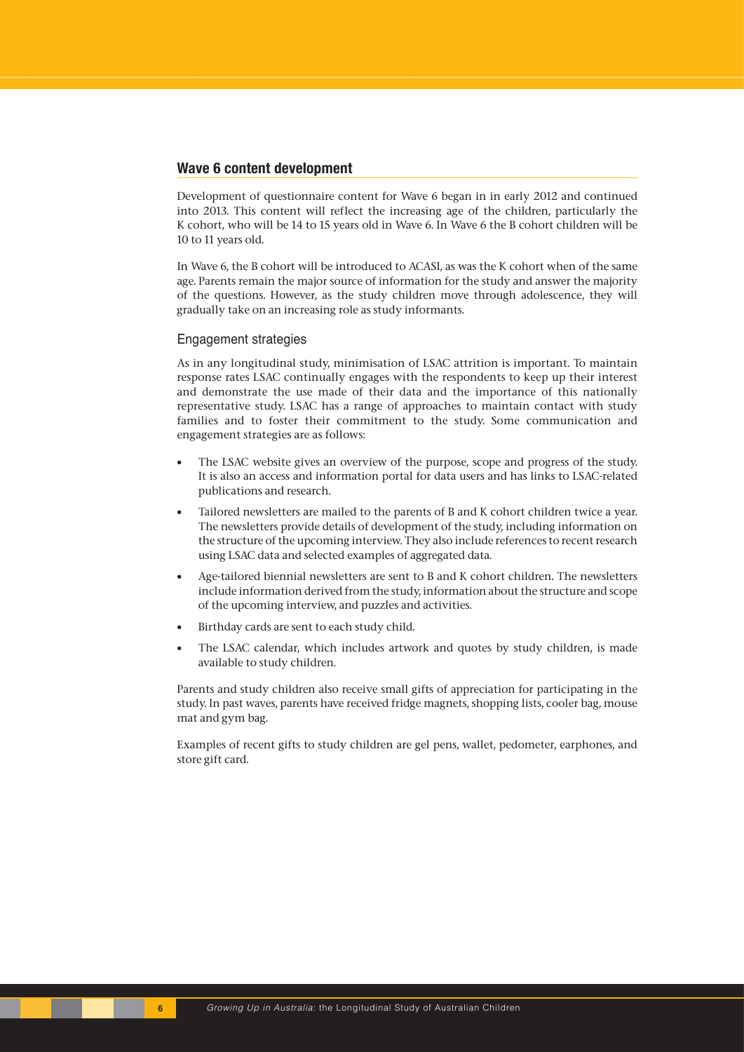## Wave 6 content development

Development of questionnaire content for Wave 6 began in in early 2012 and continued into 2013. This content will reflect the increasing age of the children, particularly the K cohort, who will be 14 to 15 years old in Wave 6. In Wave 6 the B cohort children will be 10 to 11 years old.

In Wave 6, the B cohort will be introduced to ACASI, as was the K cohort when of the same age. Parents remain the major source of information for the study and answer the majority of the questions. However, as the study children move through adolescence, they will gradually take on an increasing role as study informants.

### Engagement strategies

As in any longitudinal study, minimisation of LSAC attrition is important. To maintain response rates LSAC continually engages with the respondents to keep up their interest and demonstrate the use made of their data and the importance of this nationally representative study. LSAC has a range of approaches to maintain contact with study families and to foster their commitment to the study. Some communication and engagement strategies are as follows:

- The LSAC website gives an overview of the purpose, scope and progress of the study. It is also an access and information portal for data users and has links to LSAC-related publications and research.
- Tailored newsletters are mailed to the parents of B and K cohort children twice a year. The newsletters provide details of development of the study, including information on the structure of the upcoming interview. They also include references to recent research using LSAC data and selected examples of aggregated data.
- Age-tailored biennial newsletters are sent to B and K cohort children. The newsletters include information derived from the study, information about the structure and scope of the upcoming interview, and puzzles and activities.
- Birthday cards are sent to each study child.
- The LSAC calendar, which includes artwork and quotes by study children, is made available to study children.

Parents and study children also receive small gifts of appreciation for participating in the study. In past waves, parents have received fridge magnets, shopping lists, cooler bag, mouse mat and gym bag.

Examples of recent gifts to study children are gel pens, wallet, pedometer, earphones, and store gift card.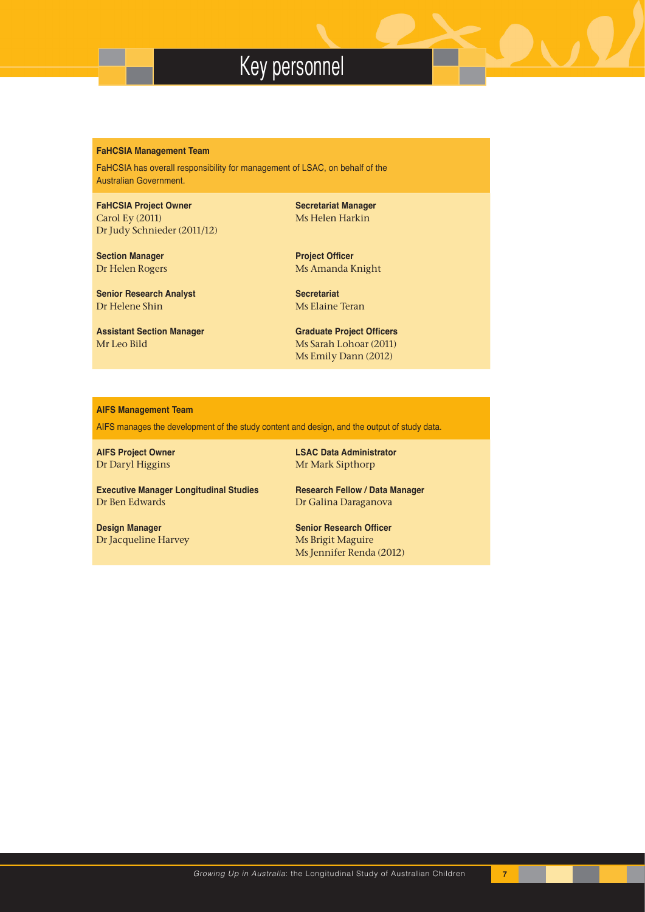# Key personnel

## FaHCSIA Management Team

FaHCSIA has overall responsibility for management of LSAC, on behalf of the Australian Government.

**FaHCSIA Project Owner**
Carol Ey (2011)
Dr Judy Schnieder (2011/12)

**Section Manager**
Dr Helen Rogers

**Senior Research Analyst**
Dr Helene Shin

**Assistant Section Manager**
Mr Leo Bild

**Secretariat Manager**
Ms Helen Harkin

**Project Officer**
Ms Amanda Knight

**Secretariat**
Ms Elaine Teran

**Graduate Project Officers**
Ms Sarah Lohoar (2011)
Ms Emily Dann (2012)

## AIFS Management Team

AIFS manages the development of the study content and design, and the output of study data.

**AIFS Project Owner**
Dr Daryl Higgins

**Executive Manager Longitudinal Studies**
Dr Ben Edwards

**Design Manager**
Dr Jacqueline Harvey

**LSAC Data Administrator**
Mr Mark Sipthorp

**Research Fellow / Data Manager**
Dr Galina Daraganova

**Senior Research Officer**
Ms Brigit Maguire
Ms Jennifer Renda (2012)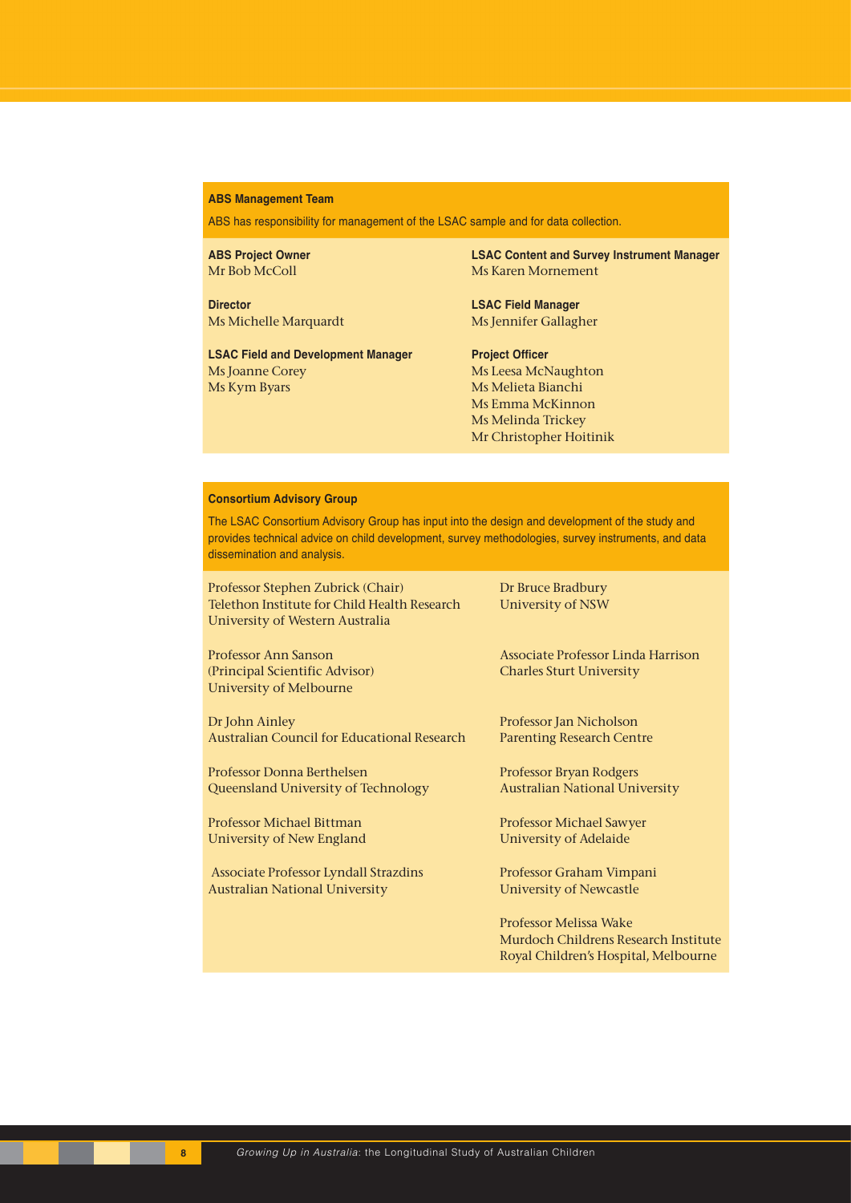### ABS Management Team

ABS has responsibility for management of the LSAC sample and for data collection.

**ABS Project Owner**
Mr Bob McColl

**Director**
Ms Michelle Marquardt

**LSAC Field and Development Manager**
Ms Joanne Corey
Ms Kym Byars

**LSAC Content and Survey Instrument Manager**
Ms Karen Mornement

**LSAC Field Manager**
Ms Jennifer Gallagher

**Project Officer**
Ms Leesa McNaughton
Ms Melieta Bianchi
Ms Emma McKinnon
Ms Melinda Trickey
Mr Christopher Hoitinik

### Consortium Advisory Group

The LSAC Consortium Advisory Group has input into the design and development of the study and provides technical advice on child development, survey methodologies, survey instruments, and data dissemination and analysis.

Professor Stephen Zubrick (Chair)
Telethon Institute for Child Health Research
University of Western Australia

Professor Ann Sanson
(Principal Scientific Advisor)
University of Melbourne

Dr John Ainley
Australian Council for Educational Research

Professor Donna Berthelsen
Queensland University of Technology

Professor Michael Bittman
University of New England

Associate Professor Lyndall Strazdins
Australian National University

Dr Bruce Bradbury
University of NSW

Associate Professor Linda Harrison
Charles Sturt University

Professor Jan Nicholson
Parenting Research Centre

Professor Bryan Rodgers
Australian National University

Professor Michael Sawyer
University of Adelaide

Professor Graham Vimpani
University of Newcastle

Professor Melissa Wake
Murdoch Childrens Research Institute
Royal Children's Hospital, Melbourne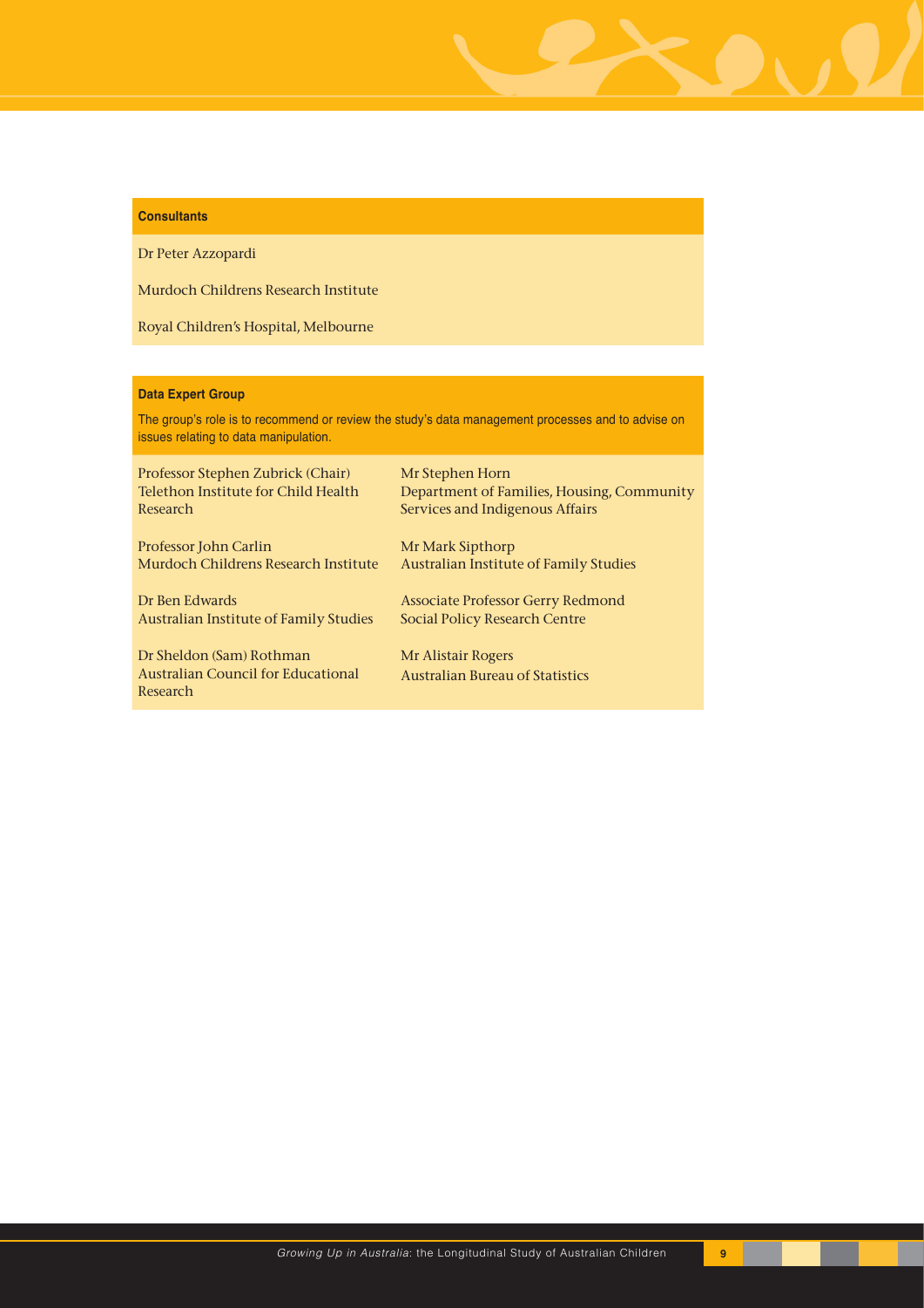**Consultants**

Dr Peter Azzopardi

Murdoch Childrens Research Institute

Royal Children's Hospital, Melbourne

**Data Expert Group**

The group's role is to recommend or review the study's data management processes and to advise on issues relating to data manipulation.

Professor Stephen Zubrick (Chair)
Telethon Institute for Child Health Research

Professor John Carlin
Murdoch Childrens Research Institute

Dr Ben Edwards
Australian Institute of Family Studies

Dr Sheldon (Sam) Rothman
Australian Council for Educational Research

Mr Stephen Horn
Department of Families, Housing, Community Services and Indigenous Affairs

Mr Mark Sipthorp
Australian Institute of Family Studies

Associate Professor Gerry Redmond
Social Policy Research Centre

Mr Alistair Rogers
Australian Bureau of Statistics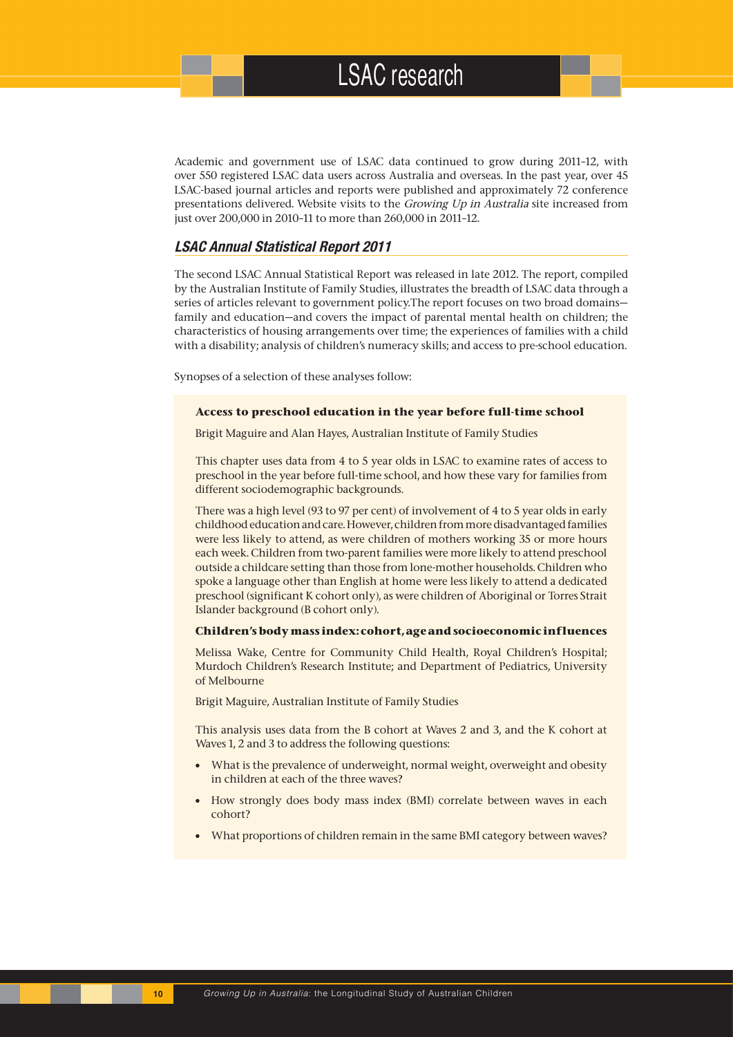# LSAC research

Academic and government use of LSAC data continued to grow during 2011–12, with over 550 registered LSAC data users across Australia and overseas. In the past year, over 45 LSAC-based journal articles and reports were published and approximately 72 conference presentations delivered. Website visits to the *Growing Up in Australia* site increased from just over 200,000 in 2010–11 to more than 260,000 in 2011–12.

## *LSAC Annual Statistical Report 2011*

The second LSAC Annual Statistical Report was released in late 2012. The report, compiled by the Australian Institute of Family Studies, illustrates the breadth of LSAC data through a series of articles relevant to government policy.The report focuses on two broad domains—family and education—and covers the impact of parental mental health on children; the characteristics of housing arrangements over time; the experiences of families with a child with a disability; analysis of children's numeracy skills; and access to pre-school education.

Synopses of a selection of these analyses follow:

**Access to preschool education in the year before full-time school**

Brigit Maguire and Alan Hayes, Australian Institute of Family Studies

This chapter uses data from 4 to 5 year olds in LSAC to examine rates of access to preschool in the year before full-time school, and how these vary for families from different sociodemographic backgrounds.

There was a high level (93 to 97 per cent) of involvement of 4 to 5 year olds in early childhood education and care. However, children from more disadvantaged families were less likely to attend, as were children of mothers working 35 or more hours each week. Children from two-parent families were more likely to attend preschool outside a childcare setting than those from lone-mother households. Children who spoke a language other than English at home were less likely to attend a dedicated preschool (significant K cohort only), as were children of Aboriginal or Torres Strait Islander background (B cohort only).

**Children's body mass index: cohort, age and socioeconomic influences**

Melissa Wake, Centre for Community Child Health, Royal Children's Hospital; Murdoch Children's Research Institute; and Department of Pediatrics, University of Melbourne

Brigit Maguire, Australian Institute of Family Studies

This analysis uses data from the B cohort at Waves 2 and 3, and the K cohort at Waves 1, 2 and 3 to address the following questions:

- What is the prevalence of underweight, normal weight, overweight and obesity in children at each of the three waves?
- How strongly does body mass index (BMI) correlate between waves in each cohort?
- What proportions of children remain in the same BMI category between waves?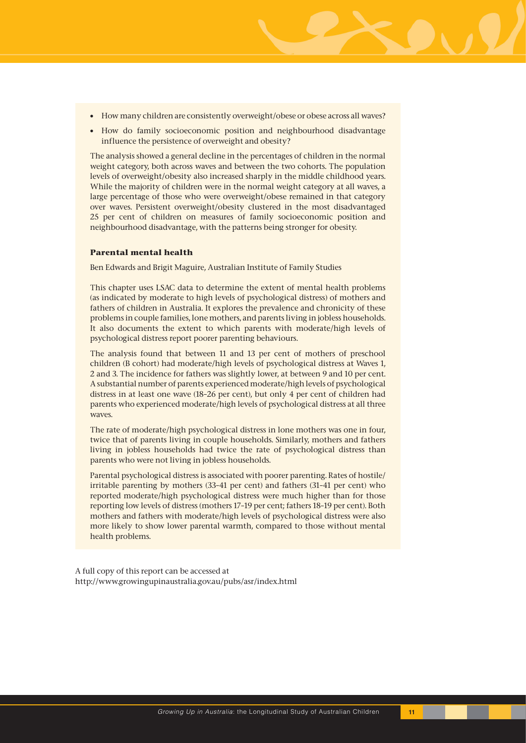- How many children are consistently overweight/obese or obese across all waves?
- How do family socioeconomic position and neighbourhood disadvantage influence the persistence of overweight and obesity?

The analysis showed a general decline in the percentages of children in the normal weight category, both across waves and between the two cohorts. The population levels of overweight/obesity also increased sharply in the middle childhood years. While the majority of children were in the normal weight category at all waves, a large percentage of those who were overweight/obese remained in that category over waves. Persistent overweight/obesity clustered in the most disadvantaged 25 per cent of children on measures of family socioeconomic position and neighbourhood disadvantage, with the patterns being stronger for obesity.

### Parental mental health

Ben Edwards and Brigit Maguire, Australian Institute of Family Studies

This chapter uses LSAC data to determine the extent of mental health problems (as indicated by moderate to high levels of psychological distress) of mothers and fathers of children in Australia. It explores the prevalence and chronicity of these problems in couple families, lone mothers, and parents living in jobless households. It also documents the extent to which parents with moderate/high levels of psychological distress report poorer parenting behaviours.

The analysis found that between 11 and 13 per cent of mothers of preschool children (B cohort) had moderate/high levels of psychological distress at Waves 1, 2 and 3. The incidence for fathers was slightly lower, at between 9 and 10 per cent. A substantial number of parents experienced moderate/high levels of psychological distress in at least one wave (18–26 per cent), but only 4 per cent of children had parents who experienced moderate/high levels of psychological distress at all three waves.

The rate of moderate/high psychological distress in lone mothers was one in four, twice that of parents living in couple households. Similarly, mothers and fathers living in jobless households had twice the rate of psychological distress than parents who were not living in jobless households.

Parental psychological distress is associated with poorer parenting. Rates of hostile/irritable parenting by mothers (33–41 per cent) and fathers (31–41 per cent) who reported moderate/high psychological distress were much higher than for those reporting low levels of distress (mothers 17–19 per cent; fathers 18–19 per cent). Both mothers and fathers with moderate/high levels of psychological distress were also more likely to show lower parental warmth, compared to those without mental health problems.

A full copy of this report can be accessed at
http://www.growingupinaustralia.gov.au/pubs/asr/index.html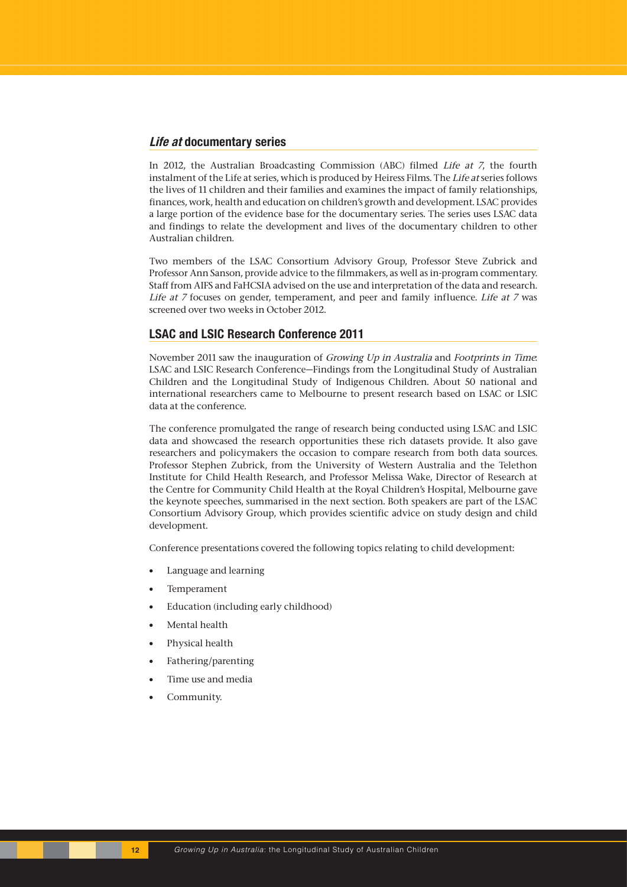## *Life at* documentary series

In 2012, the Australian Broadcasting Commission (ABC) filmed *Life at 7*, the fourth instalment of the Life at series, which is produced by Heiress Films. The *Life at* series follows the lives of 11 children and their families and examines the impact of family relationships, finances, work, health and education on children's growth and development. LSAC provides a large portion of the evidence base for the documentary series. The series uses LSAC data and findings to relate the development and lives of the documentary children to other Australian children.

Two members of the LSAC Consortium Advisory Group, Professor Steve Zubrick and Professor Ann Sanson, provide advice to the filmmakers, as well as in-program commentary. Staff from AIFS and FaHCSIA advised on the use and interpretation of the data and research. *Life at 7* focuses on gender, temperament, and peer and family influence. *Life at 7* was screened over two weeks in October 2012.

## LSAC and LSIC Research Conference 2011

November 2011 saw the inauguration of *Growing Up in Australia* and *Footprints in Time*: LSAC and LSIC Research Conference—Findings from the Longitudinal Study of Australian Children and the Longitudinal Study of Indigenous Children. About 50 national and international researchers came to Melbourne to present research based on LSAC or LSIC data at the conference.

The conference promulgated the range of research being conducted using LSAC and LSIC data and showcased the research opportunities these rich datasets provide. It also gave researchers and policymakers the occasion to compare research from both data sources. Professor Stephen Zubrick, from the University of Western Australia and the Telethon Institute for Child Health Research, and Professor Melissa Wake, Director of Research at the Centre for Community Child Health at the Royal Children's Hospital, Melbourne gave the keynote speeches, summarised in the next section. Both speakers are part of the LSAC Consortium Advisory Group, which provides scientific advice on study design and child development.

Conference presentations covered the following topics relating to child development:

- Language and learning
- Temperament
- Education (including early childhood)
- Mental health
- Physical health
- Fathering/parenting
- Time use and media
- Community.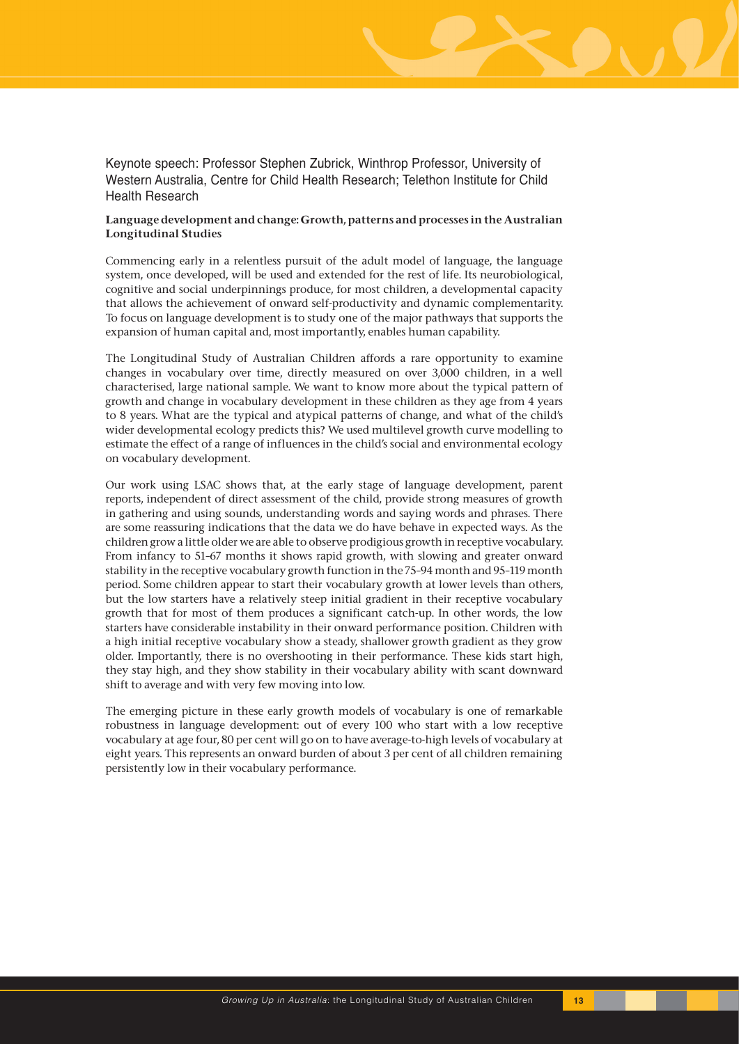Keynote speech: Professor Stephen Zubrick, Winthrop Professor, University of Western Australia, Centre for Child Health Research; Telethon Institute for Child Health Research

### Language development and change: Growth, patterns and processes in the Australian Longitudinal Studies

Commencing early in a relentless pursuit of the adult model of language, the language system, once developed, will be used and extended for the rest of life. Its neurobiological, cognitive and social underpinnings produce, for most children, a developmental capacity that allows the achievement of onward self-productivity and dynamic complementarity. To focus on language development is to study one of the major pathways that supports the expansion of human capital and, most importantly, enables human capability.

The Longitudinal Study of Australian Children affords a rare opportunity to examine changes in vocabulary over time, directly measured on over 3,000 children, in a well characterised, large national sample. We want to know more about the typical pattern of growth and change in vocabulary development in these children as they age from 4 years to 8 years. What are the typical and atypical patterns of change, and what of the child's wider developmental ecology predicts this? We used multilevel growth curve modelling to estimate the effect of a range of influences in the child's social and environmental ecology on vocabulary development.

Our work using LSAC shows that, at the early stage of language development, parent reports, independent of direct assessment of the child, provide strong measures of growth in gathering and using sounds, understanding words and saying words and phrases. There are some reassuring indications that the data we do have behave in expected ways. As the children grow a little older we are able to observe prodigious growth in receptive vocabulary. From infancy to 51–67 months it shows rapid growth, with slowing and greater onward stability in the receptive vocabulary growth function in the 75–94 month and 95–119 month period. Some children appear to start their vocabulary growth at lower levels than others, but the low starters have a relatively steep initial gradient in their receptive vocabulary growth that for most of them produces a significant catch-up. In other words, the low starters have considerable instability in their onward performance position. Children with a high initial receptive vocabulary show a steady, shallower growth gradient as they grow older. Importantly, there is no overshooting in their performance. These kids start high, they stay high, and they show stability in their vocabulary ability with scant downward shift to average and with very few moving into low.

The emerging picture in these early growth models of vocabulary is one of remarkable robustness in language development: out of every 100 who start with a low receptive vocabulary at age four, 80 per cent will go on to have average-to-high levels of vocabulary at eight years. This represents an onward burden of about 3 per cent of all children remaining persistently low in their vocabulary performance.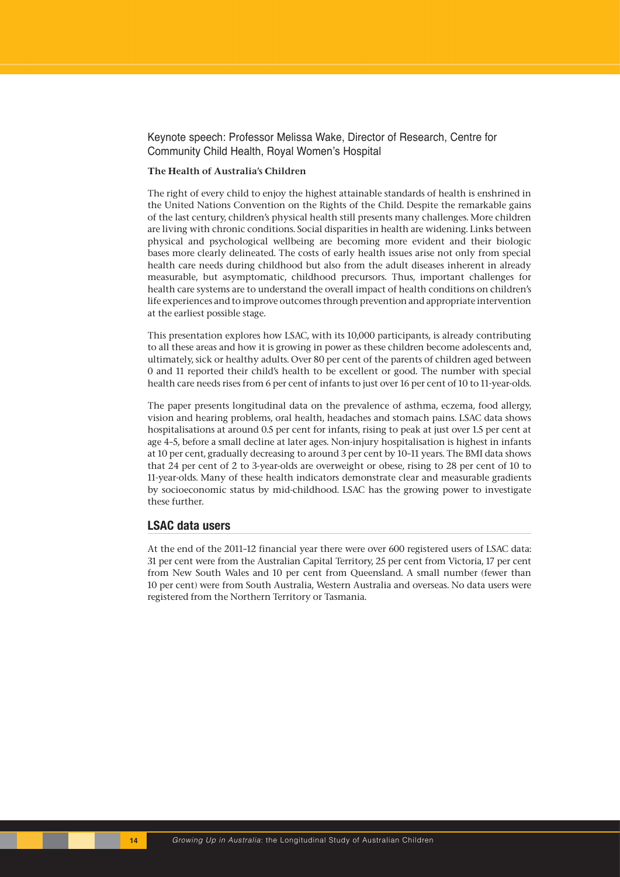Keynote speech: Professor Melissa Wake, Director of Research, Centre for Community Child Health, Royal Women's Hospital

**The Health of Australia's Children**

The right of every child to enjoy the highest attainable standards of health is enshrined in the United Nations Convention on the Rights of the Child. Despite the remarkable gains of the last century, children's physical health still presents many challenges. More children are living with chronic conditions. Social disparities in health are widening. Links between physical and psychological wellbeing are becoming more evident and their biologic bases more clearly delineated. The costs of early health issues arise not only from special health care needs during childhood but also from the adult diseases inherent in already measurable, but asymptomatic, childhood precursors. Thus, important challenges for health care systems are to understand the overall impact of health conditions on children's life experiences and to improve outcomes through prevention and appropriate intervention at the earliest possible stage.

This presentation explores how LSAC, with its 10,000 participants, is already contributing to all these areas and how it is growing in power as these children become adolescents and, ultimately, sick or healthy adults. Over 80 per cent of the parents of children aged between 0 and 11 reported their child's health to be excellent or good. The number with special health care needs rises from 6 per cent of infants to just over 16 per cent of 10 to 11-year-olds.

The paper presents longitudinal data on the prevalence of asthma, eczema, food allergy, vision and hearing problems, oral health, headaches and stomach pains. LSAC data shows hospitalisations at around 0.5 per cent for infants, rising to peak at just over 1.5 per cent at age 4–5, before a small decline at later ages. Non-injury hospitalisation is highest in infants at 10 per cent, gradually decreasing to around 3 per cent by 10–11 years. The BMI data shows that 24 per cent of 2 to 3-year-olds are overweight or obese, rising to 28 per cent of 10 to 11-year-olds. Many of these health indicators demonstrate clear and measurable gradients by socioeconomic status by mid-childhood. LSAC has the growing power to investigate these further.

## LSAC data users

At the end of the 2011–12 financial year there were over 600 registered users of LSAC data: 31 per cent were from the Australian Capital Territory, 25 per cent from Victoria, 17 per cent from New South Wales and 10 per cent from Queensland. A small number (fewer than 10 per cent) were from South Australia, Western Australia and overseas. No data users were registered from the Northern Territory or Tasmania.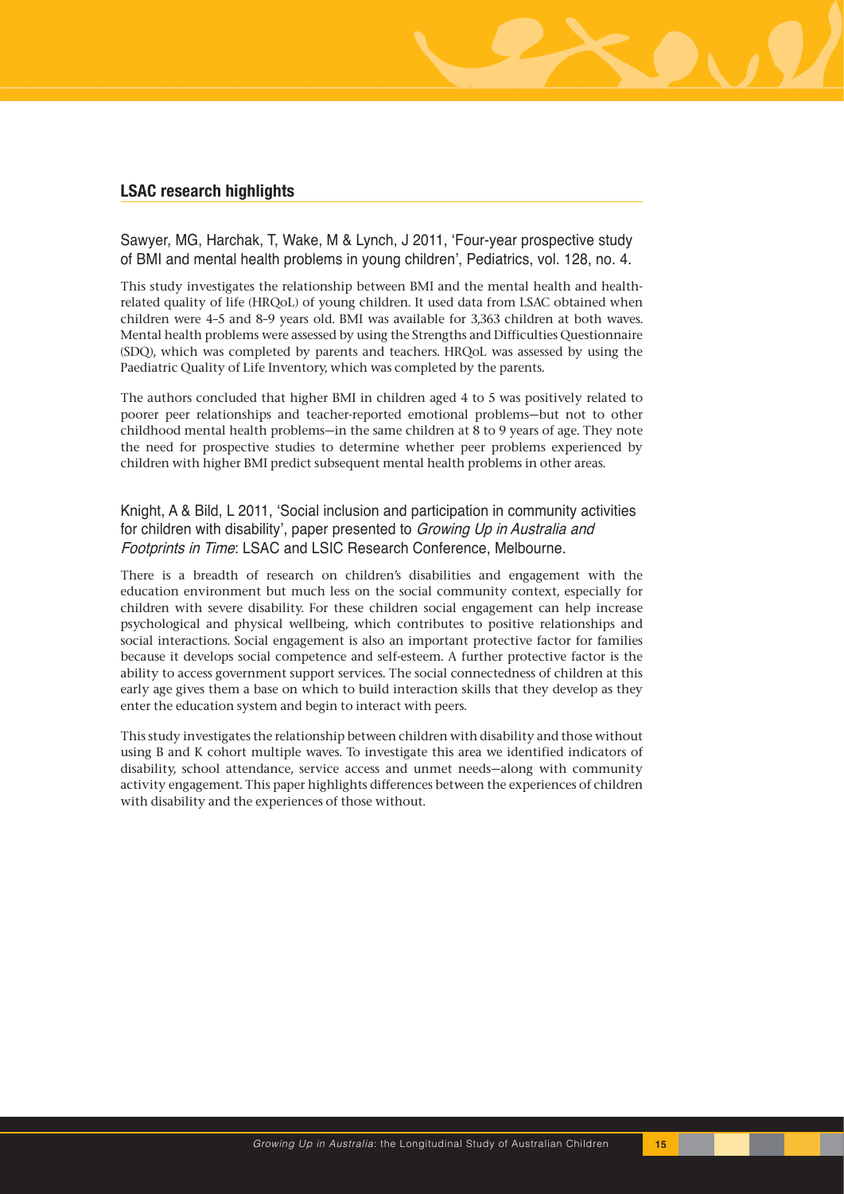## LSAC research highlights

Sawyer, MG, Harchak, T, Wake, M & Lynch, J 2011, 'Four-year prospective study of BMI and mental health problems in young children', Pediatrics, vol. 128, no. 4.

This study investigates the relationship between BMI and the mental health and health-related quality of life (HRQoL) of young children. It used data from LSAC obtained when children were 4–5 and 8–9 years old. BMI was available for 3,363 children at both waves. Mental health problems were assessed by using the Strengths and Difficulties Questionnaire (SDQ), which was completed by parents and teachers. HRQoL was assessed by using the Paediatric Quality of Life Inventory, which was completed by the parents.

The authors concluded that higher BMI in children aged 4 to 5 was positively related to poorer peer relationships and teacher-reported emotional problems—but not to other childhood mental health problems—in the same children at 8 to 9 years of age. They note the need for prospective studies to determine whether peer problems experienced by children with higher BMI predict subsequent mental health problems in other areas.

Knight, A & Bild, L 2011, 'Social inclusion and participation in community activities for children with disability', paper presented to *Growing Up in Australia and Footprints in Time*: LSAC and LSIC Research Conference, Melbourne.

There is a breadth of research on children's disabilities and engagement with the education environment but much less on the social community context, especially for children with severe disability. For these children social engagement can help increase psychological and physical wellbeing, which contributes to positive relationships and social interactions. Social engagement is also an important protective factor for families because it develops social competence and self-esteem. A further protective factor is the ability to access government support services. The social connectedness of children at this early age gives them a base on which to build interaction skills that they develop as they enter the education system and begin to interact with peers.

This study investigates the relationship between children with disability and those without using B and K cohort multiple waves. To investigate this area we identified indicators of disability, school attendance, service access and unmet needs—along with community activity engagement. This paper highlights differences between the experiences of children with disability and the experiences of those without.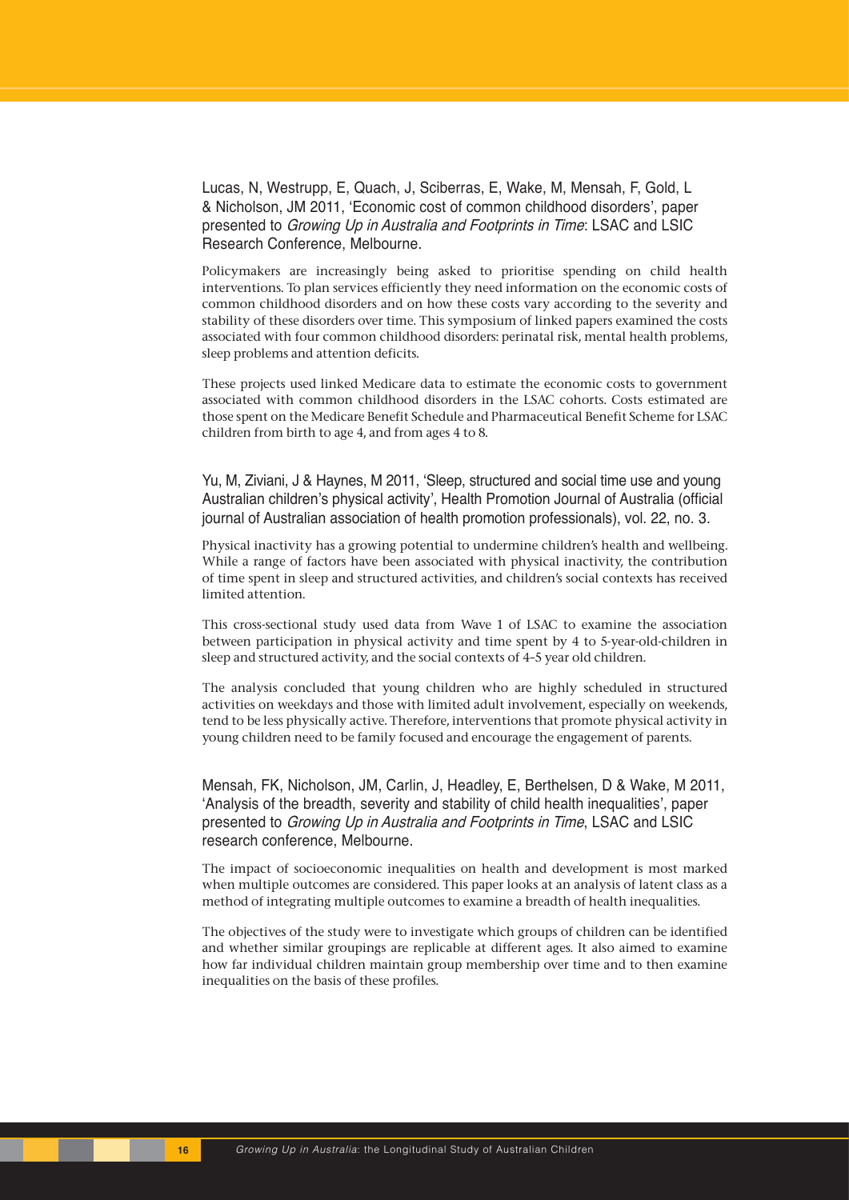Lucas, N, Westrupp, E, Quach, J, Sciberras, E, Wake, M, Mensah, F, Gold, L & Nicholson, JM 2011, 'Economic cost of common childhood disorders', paper presented to *Growing Up in Australia and Footprints in Time*: LSAC and LSIC Research Conference, Melbourne.

Policymakers are increasingly being asked to prioritise spending on child health interventions. To plan services efficiently they need information on the economic costs of common childhood disorders and on how these costs vary according to the severity and stability of these disorders over time. This symposium of linked papers examined the costs associated with four common childhood disorders: perinatal risk, mental health problems, sleep problems and attention deficits.

These projects used linked Medicare data to estimate the economic costs to government associated with common childhood disorders in the LSAC cohorts. Costs estimated are those spent on the Medicare Benefit Schedule and Pharmaceutical Benefit Scheme for LSAC children from birth to age 4, and from ages 4 to 8.

Yu, M, Ziviani, J & Haynes, M 2011, 'Sleep, structured and social time use and young Australian children's physical activity', Health Promotion Journal of Australia (official journal of Australian association of health promotion professionals), vol. 22, no. 3.

Physical inactivity has a growing potential to undermine children's health and wellbeing. While a range of factors have been associated with physical inactivity, the contribution of time spent in sleep and structured activities, and children's social contexts has received limited attention.

This cross-sectional study used data from Wave 1 of LSAC to examine the association between participation in physical activity and time spent by 4 to 5-year-old-children in sleep and structured activity, and the social contexts of 4–5 year old children.

The analysis concluded that young children who are highly scheduled in structured activities on weekdays and those with limited adult involvement, especially on weekends, tend to be less physically active. Therefore, interventions that promote physical activity in young children need to be family focused and encourage the engagement of parents.

Mensah, FK, Nicholson, JM, Carlin, J, Headley, E, Berthelsen, D & Wake, M 2011, 'Analysis of the breadth, severity and stability of child health inequalities', paper presented to *Growing Up in Australia and Footprints in Time*, LSAC and LSIC research conference, Melbourne.

The impact of socioeconomic inequalities on health and development is most marked when multiple outcomes are considered. This paper looks at an analysis of latent class as a method of integrating multiple outcomes to examine a breadth of health inequalities.

The objectives of the study were to investigate which groups of children can be identified and whether similar groupings are replicable at different ages. It also aimed to examine how far individual children maintain group membership over time and to then examine inequalities on the basis of these profiles.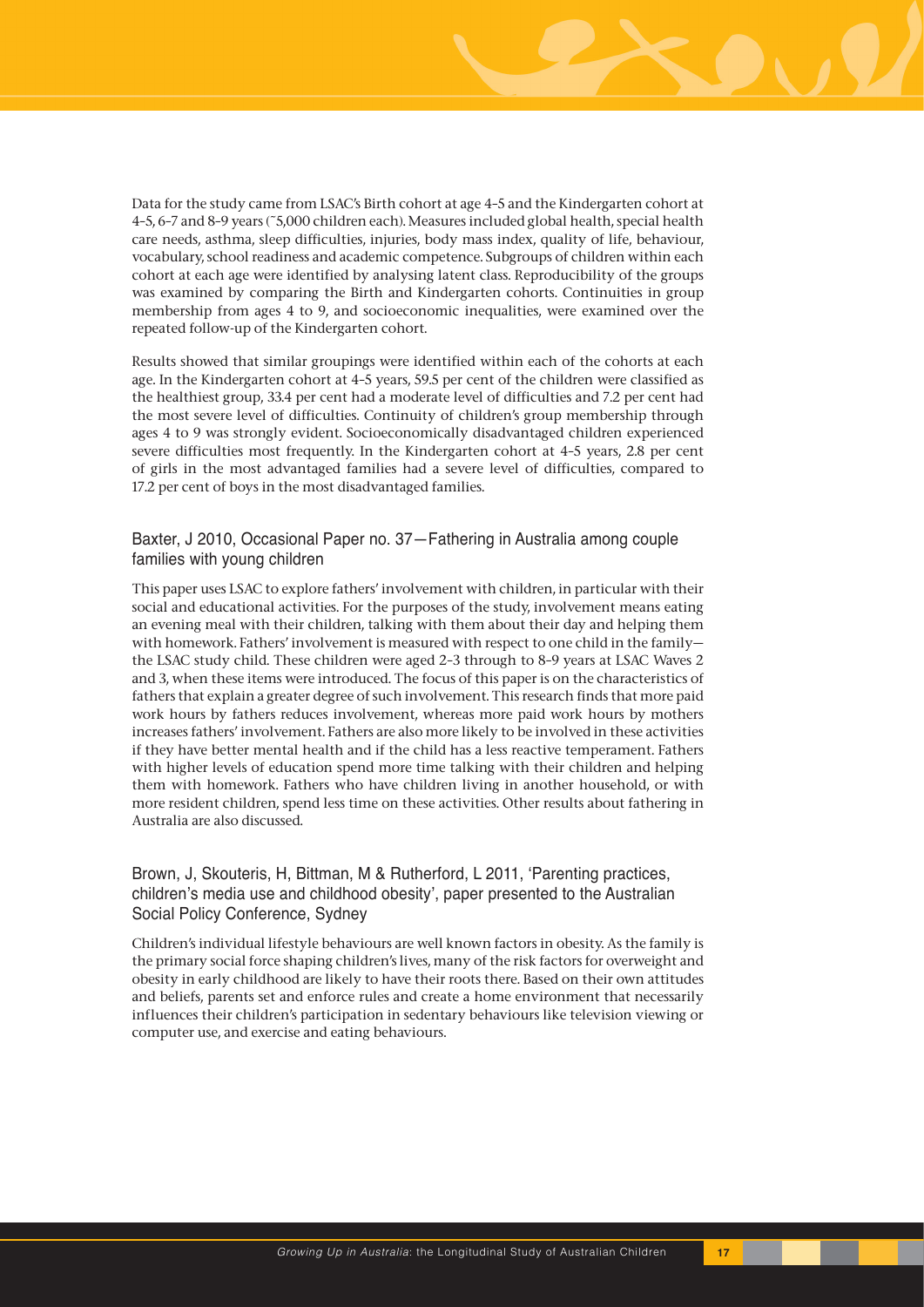Data for the study came from LSAC's Birth cohort at age 4–5 and the Kindergarten cohort at 4–5, 6–7 and 8–9 years (~5,000 children each). Measures included global health, special health care needs, asthma, sleep difficulties, injuries, body mass index, quality of life, behaviour, vocabulary, school readiness and academic competence. Subgroups of children within each cohort at each age were identified by analysing latent class. Reproducibility of the groups was examined by comparing the Birth and Kindergarten cohorts. Continuities in group membership from ages 4 to 9, and socioeconomic inequalities, were examined over the repeated follow-up of the Kindergarten cohort.

Results showed that similar groupings were identified within each of the cohorts at each age. In the Kindergarten cohort at 4–5 years, 59.5 per cent of the children were classified as the healthiest group, 33.4 per cent had a moderate level of difficulties and 7.2 per cent had the most severe level of difficulties. Continuity of children's group membership through ages 4 to 9 was strongly evident. Socioeconomically disadvantaged children experienced severe difficulties most frequently. In the Kindergarten cohort at 4–5 years, 2.8 per cent of girls in the most advantaged families had a severe level of difficulties, compared to 17.2 per cent of boys in the most disadvantaged families.

### Baxter, J 2010, Occasional Paper no. 37—Fathering in Australia among couple families with young children

This paper uses LSAC to explore fathers' involvement with children, in particular with their social and educational activities. For the purposes of the study, involvement means eating an evening meal with their children, talking with them about their day and helping them with homework. Fathers' involvement is measured with respect to one child in the family—the LSAC study child. These children were aged 2–3 through to 8–9 years at LSAC Waves 2 and 3, when these items were introduced. The focus of this paper is on the characteristics of fathers that explain a greater degree of such involvement. This research finds that more paid work hours by fathers reduces involvement, whereas more paid work hours by mothers increases fathers' involvement. Fathers are also more likely to be involved in these activities if they have better mental health and if the child has a less reactive temperament. Fathers with higher levels of education spend more time talking with their children and helping them with homework. Fathers who have children living in another household, or with more resident children, spend less time on these activities. Other results about fathering in Australia are also discussed.

### Brown, J, Skouteris, H, Bittman, M & Rutherford, L 2011, 'Parenting practices, children's media use and childhood obesity', paper presented to the Australian Social Policy Conference, Sydney

Children's individual lifestyle behaviours are well known factors in obesity. As the family is the primary social force shaping children's lives, many of the risk factors for overweight and obesity in early childhood are likely to have their roots there. Based on their own attitudes and beliefs, parents set and enforce rules and create a home environment that necessarily influences their children's participation in sedentary behaviours like television viewing or computer use, and exercise and eating behaviours.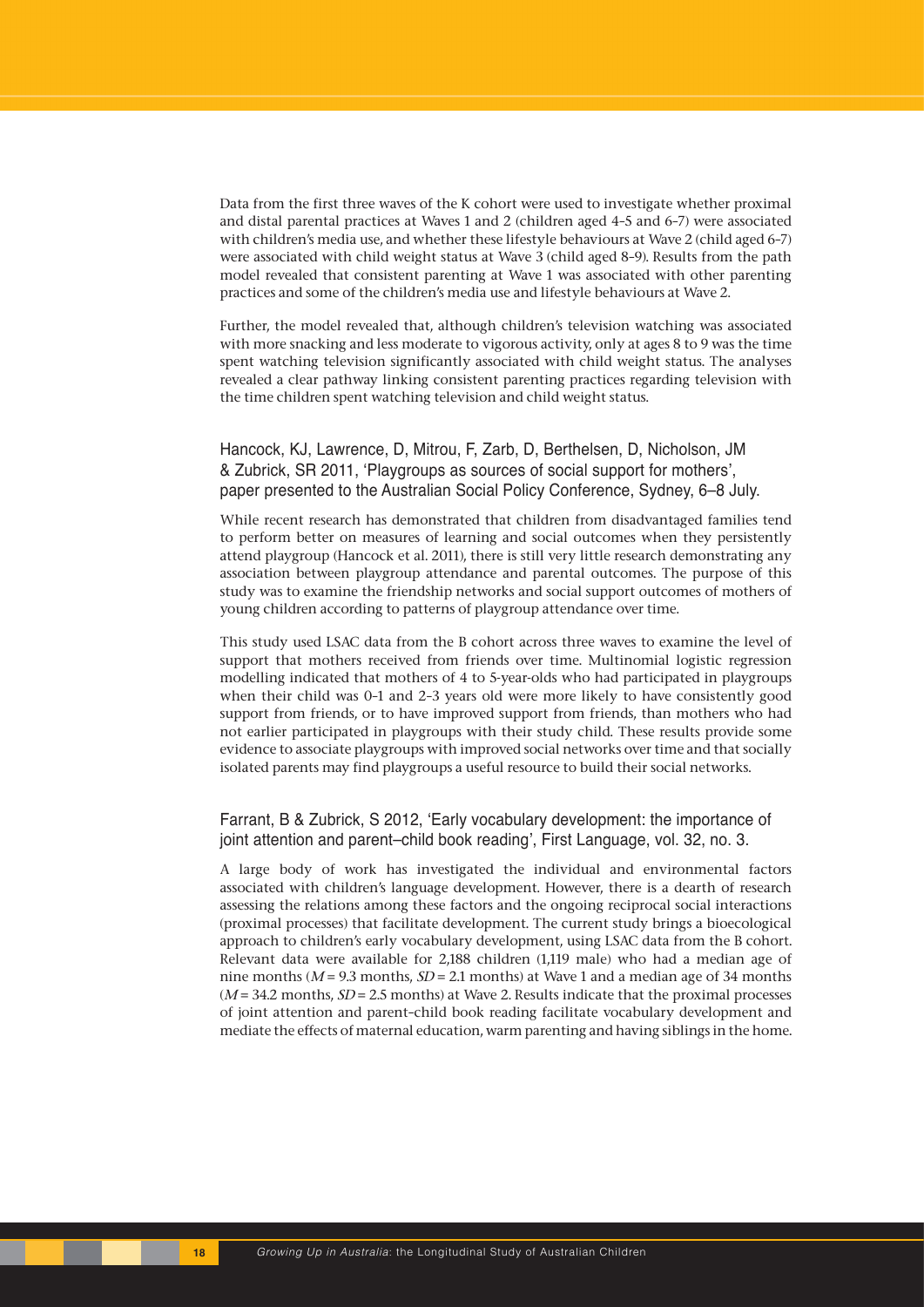Data from the first three waves of the K cohort were used to investigate whether proximal and distal parental practices at Waves 1 and 2 (children aged 4–5 and 6–7) were associated with children's media use, and whether these lifestyle behaviours at Wave 2 (child aged 6–7) were associated with child weight status at Wave 3 (child aged 8–9). Results from the path model revealed that consistent parenting at Wave 1 was associated with other parenting practices and some of the children's media use and lifestyle behaviours at Wave 2.

Further, the model revealed that, although children's television watching was associated with more snacking and less moderate to vigorous activity, only at ages 8 to 9 was the time spent watching television significantly associated with child weight status. The analyses revealed a clear pathway linking consistent parenting practices regarding television with the time children spent watching television and child weight status.

### Hancock, KJ, Lawrence, D, Mitrou, F, Zarb, D, Berthelsen, D, Nicholson, JM & Zubrick, SR 2011, 'Playgroups as sources of social support for mothers', paper presented to the Australian Social Policy Conference, Sydney, 6–8 July.

While recent research has demonstrated that children from disadvantaged families tend to perform better on measures of learning and social outcomes when they persistently attend playgroup (Hancock et al. 2011), there is still very little research demonstrating any association between playgroup attendance and parental outcomes. The purpose of this study was to examine the friendship networks and social support outcomes of mothers of young children according to patterns of playgroup attendance over time.

This study used LSAC data from the B cohort across three waves to examine the level of support that mothers received from friends over time. Multinomial logistic regression modelling indicated that mothers of 4 to 5-year-olds who had participated in playgroups when their child was 0–1 and 2–3 years old were more likely to have consistently good support from friends, or to have improved support from friends, than mothers who had not earlier participated in playgroups with their study child. These results provide some evidence to associate playgroups with improved social networks over time and that socially isolated parents may find playgroups a useful resource to build their social networks.

### Farrant, B & Zubrick, S 2012, 'Early vocabulary development: the importance of joint attention and parent–child book reading', First Language, vol. 32, no. 3.

A large body of work has investigated the individual and environmental factors associated with children's language development. However, there is a dearth of research assessing the relations among these factors and the ongoing reciprocal social interactions (proximal processes) that facilitate development. The current study brings a bioecological approach to children's early vocabulary development, using LSAC data from the B cohort. Relevant data were available for 2,188 children (1,119 male) who had a median age of nine months ($M$ = 9.3 months, $SD$ = 2.1 months) at Wave 1 and a median age of 34 months ($M$ = 34.2 months, $SD$ = 2.5 months) at Wave 2. Results indicate that the proximal processes of joint attention and parent-child book reading facilitate vocabulary development and mediate the effects of maternal education, warm parenting and having siblings in the home.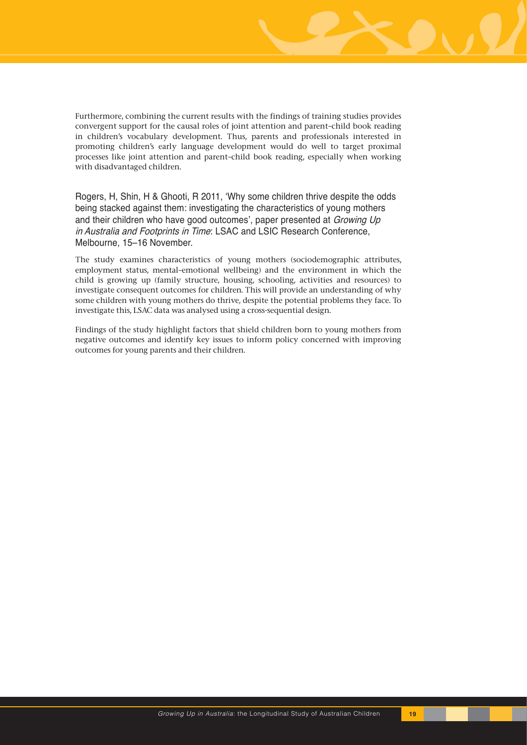Furthermore, combining the current results with the findings of training studies provides convergent support for the causal roles of joint attention and parent-child book reading in children's vocabulary development. Thus, parents and professionals interested in promoting children's early language development would do well to target proximal processes like joint attention and parent-child book reading, especially when working with disadvantaged children.

### Rogers, H, Shin, H & Ghooti, R 2011, 'Why some children thrive despite the odds being stacked against them: investigating the characteristics of young mothers and their children who have good outcomes', paper presented at *Growing Up in Australia and Footprints in Time*: LSAC and LSIC Research Conference, Melbourne, 15–16 November.

The study examines characteristics of young mothers (sociodemographic attributes, employment status, mental-emotional wellbeing) and the environment in which the child is growing up (family structure, housing, schooling, activities and resources) to investigate consequent outcomes for children. This will provide an understanding of why some children with young mothers do thrive, despite the potential problems they face. To investigate this, LSAC data was analysed using a cross-sequential design.

Findings of the study highlight factors that shield children born to young mothers from negative outcomes and identify key issues to inform policy concerned with improving outcomes for young parents and their children.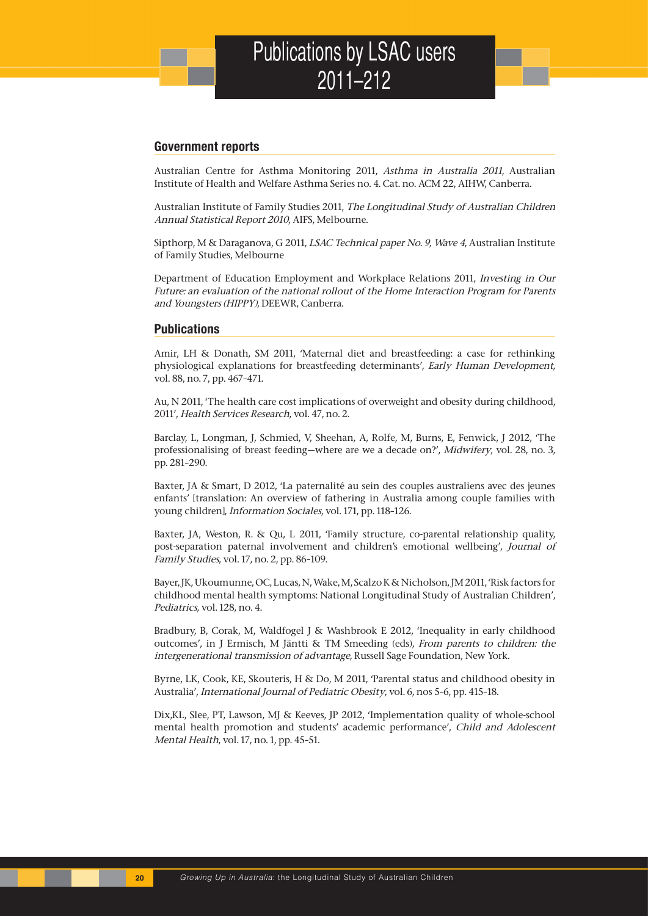# Publications by LSAC users 2011–212

## Government reports

Australian Centre for Asthma Monitoring 2011, *Asthma in Australia 2011*, Australian Institute of Health and Welfare Asthma Series no. 4. Cat. no. ACM 22, AIHW, Canberra.

Australian Institute of Family Studies 2011, *The Longitudinal Study of Australian Children Annual Statistical Report 2010*, AIFS, Melbourne.

Sipthorp, M & Daraganova, G 2011, *LSAC Technical paper No. 9, Wave 4*, Australian Institute of Family Studies, Melbourne

Department of Education Employment and Workplace Relations 2011, *Investing in Our Future: an evaluation of the national rollout of the Home Interaction Program for Parents and Youngsters (HIPPY)*, DEEWR, Canberra.

## Publications

Amir, LH & Donath, SM 2011, 'Maternal diet and breastfeeding: a case for rethinking physiological explanations for breastfeeding determinants', *Early Human Development*, vol. 88, no. 7, pp. 467-471.

Au, N 2011, 'The health care cost implications of overweight and obesity during childhood, 2011', *Health Services Research*, vol. 47, no. 2.

Barclay, L, Longman, J, Schmied, V, Sheehan, A, Rolfe, M, Burns, E, Fenwick, J 2012, 'The professionalising of breast feeding—where are we a decade on?', *Midwifery*, vol. 28, no. 3, pp. 281-290.

Baxter, JA & Smart, D 2012, 'La paternalité au sein des couples australiens avec des jeunes enfants' [translation: An overview of fathering in Australia among couple families with young children], *Information Sociales*, vol. 171, pp. 118-126.

Baxter, JA, Weston, R. & Qu, L 2011, 'Family structure, co-parental relationship quality, post-separation paternal involvement and children's emotional wellbeing', *Journal of Family Studies*, vol. 17, no. 2, pp. 86-109.

Bayer, JK, Ukoumunne, OC, Lucas, N, Wake, M, Scalzo K & Nicholson, JM 2011, 'Risk factors for childhood mental health symptoms: National Longitudinal Study of Australian Children', *Pediatrics*, vol. 128, no. 4.

Bradbury, B, Corak, M, Waldfogel J & Washbrook E 2012, 'Inequality in early childhood outcomes', in J Ermisch, M Jäntti & TM Smeeding (eds), *From parents to children: the intergenerational transmission of advantage*, Russell Sage Foundation, New York.

Byrne, LK, Cook, KE, Skouteris, H & Do, M 2011, 'Parental status and childhood obesity in Australia', *International Journal of Pediatric Obesity*, vol. 6, nos 5-6, pp. 415-18.

Dix,KL, Slee, PT, Lawson, MJ & Keeves, JP 2012, 'Implementation quality of whole-school mental health promotion and students' academic performance', *Child and Adolescent Mental Health*, vol. 17, no. 1, pp. 45-51.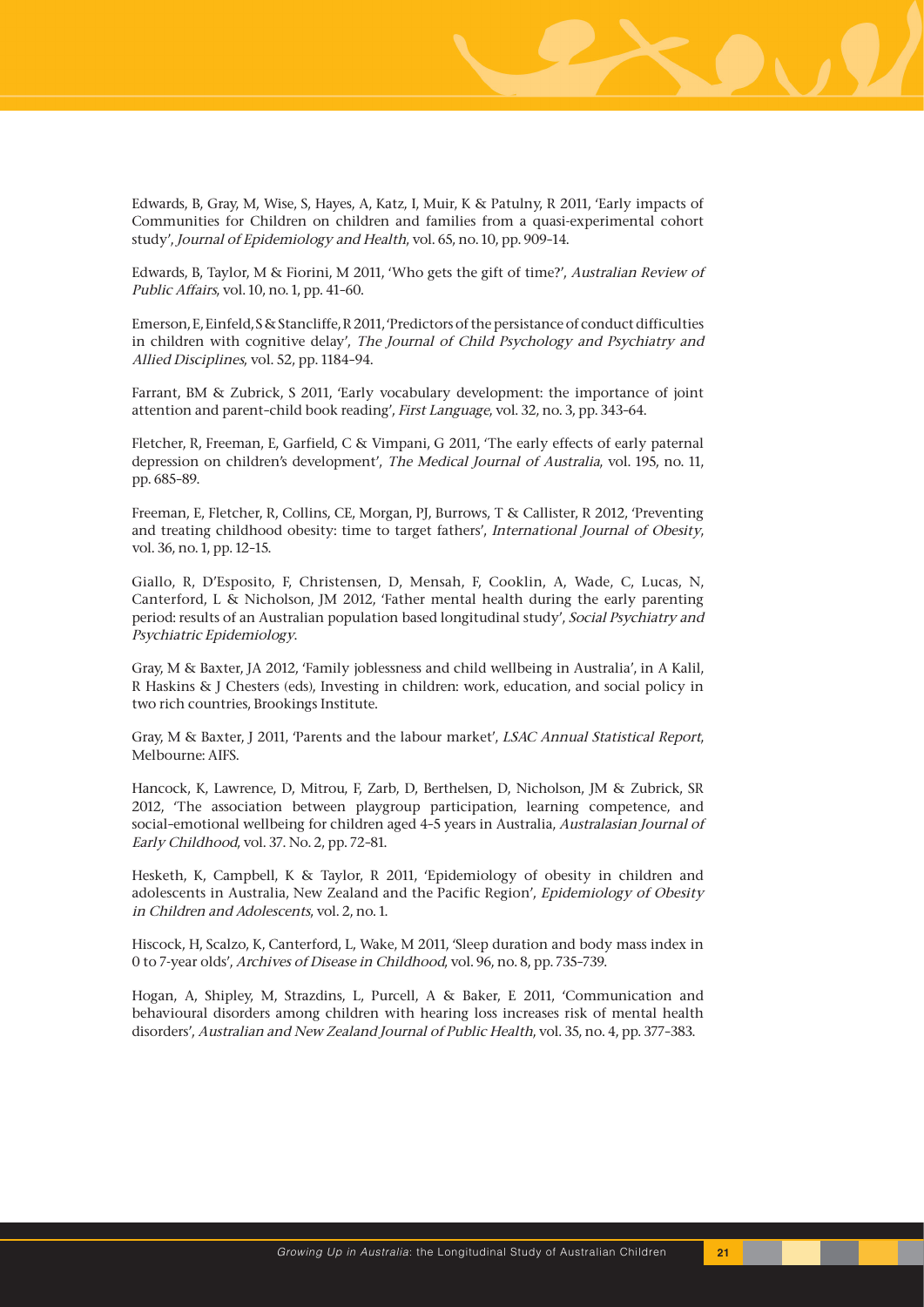Edwards, B, Gray, M, Wise, S, Hayes, A, Katz, I, Muir, K & Patulny, R 2011, 'Early impacts of Communities for Children on children and families from a quasi-experimental cohort study', *Journal of Epidemiology and Health*, vol. 65, no. 10, pp. 909-14.

Edwards, B, Taylor, M & Fiorini, M 2011, 'Who gets the gift of time?', *Australian Review of Public Affairs*, vol. 10, no. 1, pp. 41-60.

Emerson, E, Einfeld, S & Stancliffe, R 2011, 'Predictors of the persistance of conduct difficulties in children with cognitive delay', *The Journal of Child Psychology and Psychiatry and Allied Disciplines*, vol. 52, pp. 1184-94.

Farrant, BM & Zubrick, S 2011, 'Early vocabulary development: the importance of joint attention and parent-child book reading', *First Language*, vol. 32, no. 3, pp. 343-64.

Fletcher, R, Freeman, E, Garfield, C & Vimpani, G 2011, 'The early effects of early paternal depression on children's development', *The Medical Journal of Australia*, vol. 195, no. 11, pp. 685-89.

Freeman, E, Fletcher, R, Collins, CE, Morgan, PJ, Burrows, T & Callister, R 2012, 'Preventing and treating childhood obesity: time to target fathers', *International Journal of Obesity*, vol. 36, no. 1, pp. 12-15.

Giallo, R, D'Esposito, F, Christensen, D, Mensah, F, Cooklin, A, Wade, C, Lucas, N, Canterford, L & Nicholson, JM 2012, 'Father mental health during the early parenting period: results of an Australian population based longitudinal study', *Social Psychiatry and Psychiatric Epidemiology*.

Gray, M & Baxter, JA 2012, 'Family joblessness and child wellbeing in Australia', in A Kalil, R Haskins & J Chesters (eds), Investing in children: work, education, and social policy in two rich countries, Brookings Institute.

Gray, M & Baxter, J 2011, 'Parents and the labour market', *LSAC Annual Statistical Report*, Melbourne: AIFS.

Hancock, K, Lawrence, D, Mitrou, F, Zarb, D, Berthelsen, D, Nicholson, JM & Zubrick, SR 2012, 'The association between playgroup participation, learning competence, and social-emotional wellbeing for children aged 4-5 years in Australia, *Australasian Journal of Early Childhood*, vol. 37. No. 2, pp. 72-81.

Hesketh, K, Campbell, K & Taylor, R 2011, 'Epidemiology of obesity in children and adolescents in Australia, New Zealand and the Pacific Region', *Epidemiology of Obesity in Children and Adolescents*, vol. 2, no. 1.

Hiscock, H, Scalzo, K, Canterford, L, Wake, M 2011, 'Sleep duration and body mass index in 0 to 7-year olds', *Archives of Disease in Childhood*, vol. 96, no. 8, pp. 735-739.

Hogan, A, Shipley, M, Strazdins, L, Purcell, A & Baker, E 2011, 'Communication and behavioural disorders among children with hearing loss increases risk of mental health disorders', *Australian and New Zealand Journal of Public Health*, vol. 35, no. 4, pp. 377-383.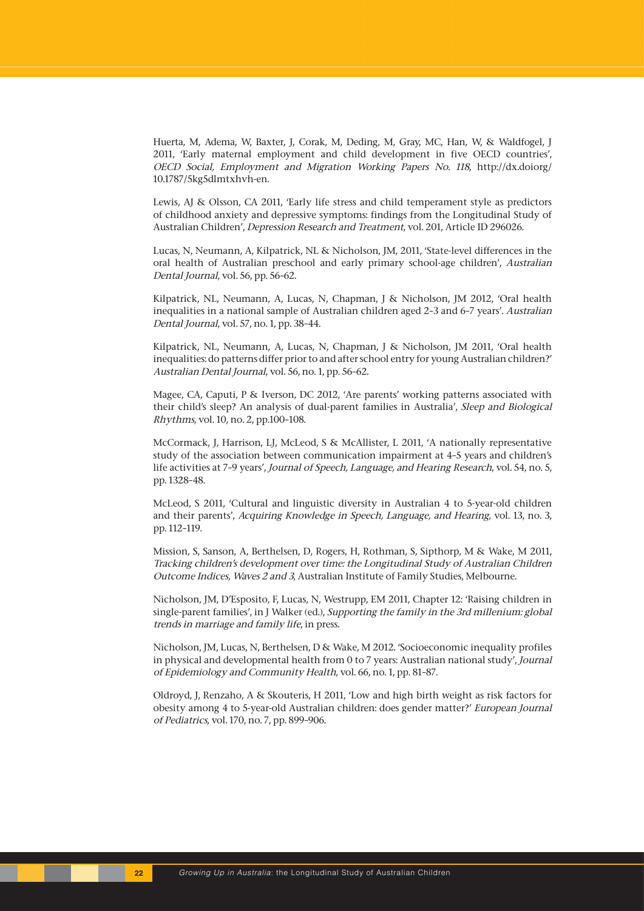Huerta, M, Adema, W, Baxter, J, Corak, M, Deding, M, Gray, MC, Han, W, & Waldfogel, J 2011, 'Early maternal employment and child development in five OECD countries', *OECD Social, Employment and Migration Working Papers No. 118*, http://dx.doiorg/10.1787/5kg5dlmtxhvh-en.

Lewis, AJ & Olsson, CA 2011, 'Early life stress and child temperament style as predictors of childhood anxiety and depressive symptoms: findings from the Longitudinal Study of Australian Children', *Depression Research and Treatment*, vol. 201, Article ID 296026.

Lucas, N, Neumann, A, Kilpatrick, NL & Nicholson, JM, 2011, 'State-level differences in the oral health of Australian preschool and early primary school-age children', *Australian Dental Journal*, vol. 56, pp. 56–62.

Kilpatrick, NL, Neumann, A, Lucas, N, Chapman, J & Nicholson, JM 2012, 'Oral health inequalities in a national sample of Australian children aged 2–3 and 6–7 years'. *Australian Dental Journal*, vol. 57, no. 1, pp. 38–44.

Kilpatrick, NL, Neumann, A, Lucas, N, Chapman, J & Nicholson, JM 2011, 'Oral health inequalities: do patterns differ prior to and after school entry for young Australian children?' *Australian Dental Journal*, vol. 56, no. 1, pp. 56–62.

Magee, CA, Caputi, P & Iverson, DC 2012, 'Are parents' working patterns associated with their child's sleep? An analysis of dual-parent families in Australia', *Sleep and Biological Rhythms*, vol. 10, no. 2, pp.100–108.

McCormack, J, Harrison, LJ, McLeod, S & McAllister, L 2011, 'A nationally representative study of the association between communication impairment at 4–5 years and children's life activities at 7–9 years', *Journal of Speech, Language, and Hearing Research*, vol. 54, no. 5, pp. 1328–48.

McLeod, S 2011, 'Cultural and linguistic diversity in Australian 4 to 5-year-old children and their parents', *Acquiring Knowledge in Speech, Language, and Hearing*, vol. 13, no. 3, pp. 112–119.

Mission, S, Sanson, A, Berthelsen, D, Rogers, H, Rothman, S, Sipthorp, M & Wake, M 2011, *Tracking children's development over time: the Longitudinal Study of Australian Children Outcome Indices, Waves 2 and 3*, Australian Institute of Family Studies, Melbourne.

Nicholson, JM, D'Esposito, F, Lucas, N, Westrupp, EM 2011, Chapter 12: 'Raising children in single-parent families', in J Walker (ed.), *Supporting the family in the 3rd millenium: global trends in marriage and family life*, in press.

Nicholson, JM, Lucas, N, Berthelsen, D & Wake, M 2012. 'Socioeconomic inequality profiles in physical and developmental health from 0 to 7 years: Australian national study', *Journal of Epidemiology and Community Health*, vol. 66, no. 1, pp. 81–87.

Oldroyd, J, Renzaho, A & Skouteris, H 2011, 'Low and high birth weight as risk factors for obesity among 4 to 5-year-old Australian children: does gender matter?' *European Journal of Pediatrics*, vol. 170, no. 7, pp. 899–906.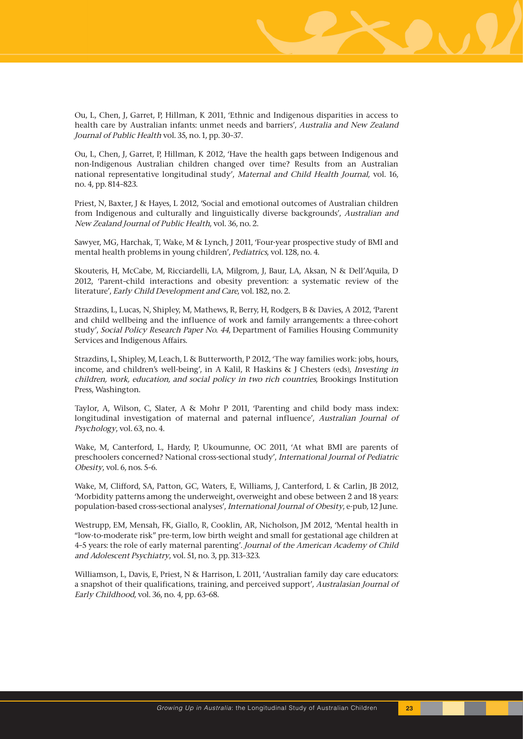Ou, L, Chen, J, Garret, P, Hillman, K 2011, 'Ethnic and Indigenous disparities in access to health care by Australian infants: unmet needs and barriers', *Australia and New Zealand Journal of Public Health* vol. 35, no. 1, pp. 30–37.

Ou, L, Chen, J, Garret, P, Hillman, K 2012, 'Have the health gaps between Indigenous and non-Indigenous Australian children changed over time? Results from an Australian national representative longitudinal study', *Maternal and Child Health Journal*, vol. 16, no. 4, pp. 814–823.

Priest, N, Baxter, J & Hayes, L 2012, 'Social and emotional outcomes of Australian children from Indigenous and culturally and linguistically diverse backgrounds', *Australian and New Zealand Journal of Public Health*, vol. 36, no. 2.

Sawyer, MG, Harchak, T, Wake, M & Lynch, J 2011, 'Four-year prospective study of BMI and mental health problems in young children', *Pediatrics*, vol. 128, no. 4.

Skouteris, H, McCabe, M, Ricciardelli, LA, Milgrom, J, Baur, LA, Aksan, N & Dell'Aquila, D 2012, 'Parent–child interactions and obesity prevention: a systematic review of the literature', *Early Child Development and Care*, vol. 182, no. 2.

Strazdins, L, Lucas, N, Shipley, M, Mathews, R, Berry, H, Rodgers, B & Davies, A 2012, 'Parent and child wellbeing and the influence of work and family arrangements: a three-cohort study', *Social Policy Research Paper No. 44*, Department of Families Housing Community Services and Indigenous Affairs.

Strazdins, L, Shipley, M, Leach, L & Butterworth, P 2012, 'The way families work: jobs, hours, income, and children's well-being', in A Kalil, R Haskins & J Chesters (eds), *Investing in children, work, education, and social policy in two rich countries*, Brookings Institution Press, Washington.

Taylor, A, Wilson, C, Slater, A & Mohr P 2011, 'Parenting and child body mass index: longitudinal investigation of maternal and paternal influence', *Australian Journal of Psychology*, vol. 63, no. 4.

Wake, M, Canterford, L, Hardy, P, Ukoumunne, OC 2011, 'At what BMI are parents of preschoolers concerned? National cross-sectional study', *International Journal of Pediatric Obesity*, vol. 6, nos. 5–6.

Wake, M, Clifford, SA, Patton, GC, Waters, E, Williams, J, Canterford, L & Carlin, JB 2012, 'Morbidity patterns among the underweight, overweight and obese between 2 and 18 years: population-based cross-sectional analyses', *International Journal of Obesity*, e-pub, 12 June.

Westrupp, EM, Mensah, FK, Giallo, R, Cooklin, AR, Nicholson, JM 2012, 'Mental health in "low-to-moderate risk" pre-term, low birth weight and small for gestational age children at 4–5 years: the role of early maternal parenting'. *Journal of the American Academy of Child and Adolescent Psychiatry*, vol. 51, no. 3, pp. 313–323.

Williamson, L, Davis, E, Priest, N & Harrison, L 2011, 'Australian family day care educators: a snapshot of their qualifications, training, and perceived support', *Australasian Journal of Early Childhood*, vol. 36, no. 4, pp. 63–68.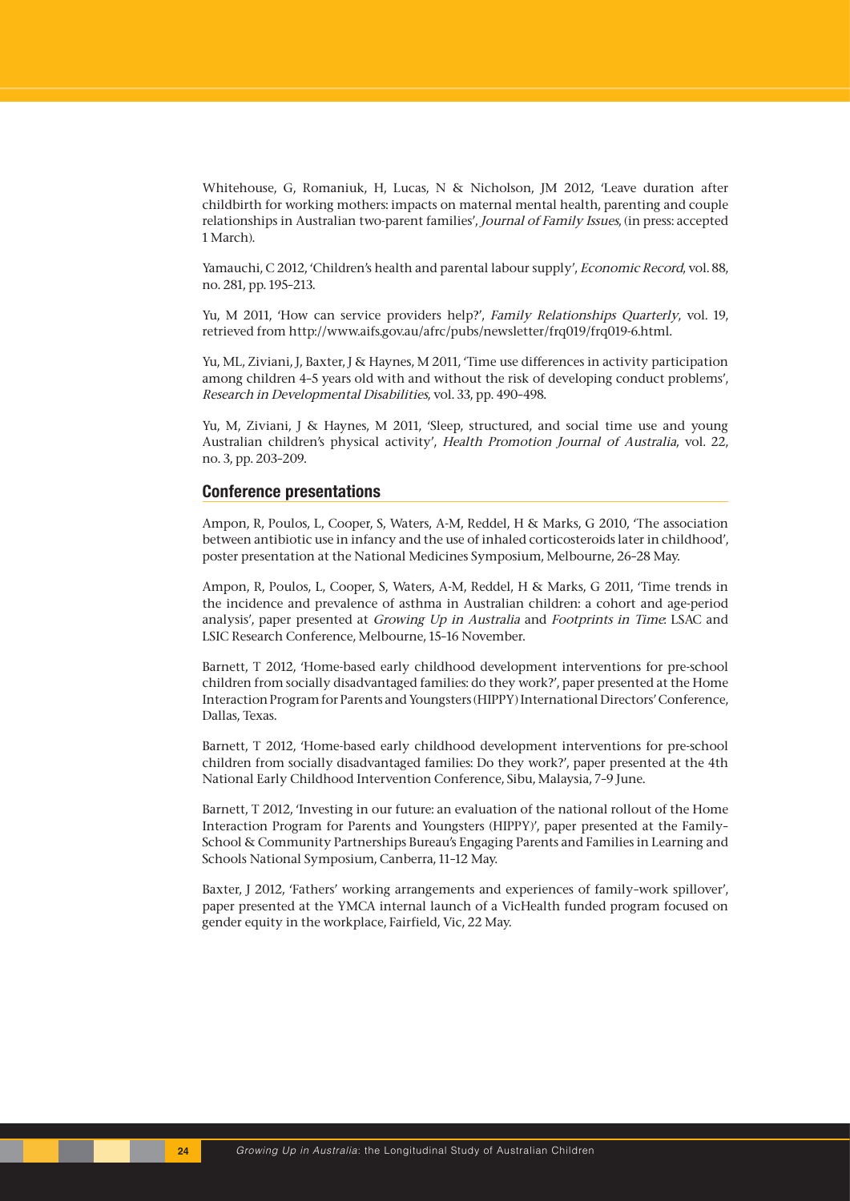Whitehouse, G, Romaniuk, H, Lucas, N & Nicholson, JM 2012, 'Leave duration after childbirth for working mothers: impacts on maternal mental health, parenting and couple relationships in Australian two-parent families', *Journal of Family Issues*, (in press: accepted 1 March).

Yamauchi, C 2012, 'Children's health and parental labour supply', *Economic Record*, vol. 88, no. 281, pp. 195–213.

Yu, M 2011, 'How can service providers help?', *Family Relationships Quarterly*, vol. 19, retrieved from http://www.aifs.gov.au/afrc/pubs/newsletter/frq019/frq019-6.html.

Yu, ML, Ziviani, J, Baxter, J & Haynes, M 2011, 'Time use differences in activity participation among children 4–5 years old with and without the risk of developing conduct problems', *Research in Developmental Disabilities*, vol. 33, pp. 490–498.

Yu, M, Ziviani, J & Haynes, M 2011, 'Sleep, structured, and social time use and young Australian children's physical activity', *Health Promotion Journal of Australia*, vol. 22, no. 3, pp. 203–209.

## Conference presentations

Ampon, R, Poulos, L, Cooper, S, Waters, A-M, Reddel, H & Marks, G 2010, 'The association between antibiotic use in infancy and the use of inhaled corticosteroids later in childhood', poster presentation at the National Medicines Symposium, Melbourne, 26–28 May.

Ampon, R, Poulos, L, Cooper, S, Waters, A-M, Reddel, H & Marks, G 2011, 'Time trends in the incidence and prevalence of asthma in Australian children: a cohort and age-period analysis', paper presented at *Growing Up in Australia* and *Footprints in Time*: LSAC and LSIC Research Conference, Melbourne, 15–16 November.

Barnett, T 2012, 'Home-based early childhood development interventions for pre-school children from socially disadvantaged families: do they work?', paper presented at the Home Interaction Program for Parents and Youngsters (HIPPY) International Directors' Conference, Dallas, Texas.

Barnett, T 2012, 'Home-based early childhood development interventions for pre-school children from socially disadvantaged families: Do they work?', paper presented at the 4th National Early Childhood Intervention Conference, Sibu, Malaysia, 7–9 June.

Barnett, T 2012, 'Investing in our future: an evaluation of the national rollout of the Home Interaction Program for Parents and Youngsters (HIPPY)', paper presented at the Family-School & Community Partnerships Bureau's Engaging Parents and Families in Learning and Schools National Symposium, Canberra, 11–12 May.

Baxter, J 2012, 'Fathers' working arrangements and experiences of family–work spillover', paper presented at the YMCA internal launch of a VicHealth funded program focused on gender equity in the workplace, Fairfield, Vic, 22 May.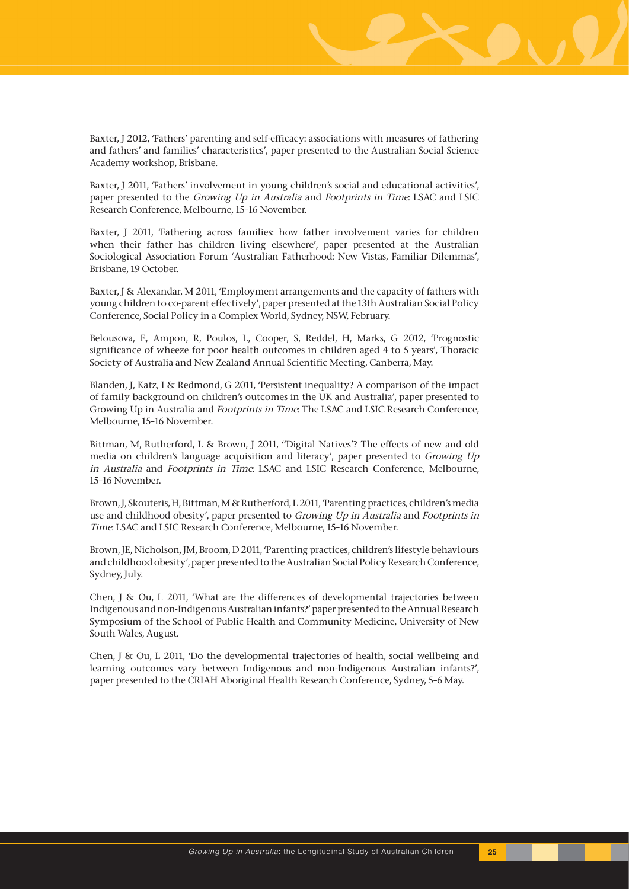Baxter, J 2012, 'Fathers' parenting and self-efficacy: associations with measures of fathering and fathers' and families' characteristics', paper presented to the Australian Social Science Academy workshop, Brisbane.

Baxter, J 2011, 'Fathers' involvement in young children's social and educational activities', paper presented to the *Growing Up in Australia* and *Footprints in Time*: LSAC and LSIC Research Conference, Melbourne, 15–16 November.

Baxter, J 2011, 'Fathering across families: how father involvement varies for children when their father has children living elsewhere', paper presented at the Australian Sociological Association Forum 'Australian Fatherhood: New Vistas, Familiar Dilemmas', Brisbane, 19 October.

Baxter, J & Alexandar, M 2011, 'Employment arrangements and the capacity of fathers with young children to co-parent effectively', paper presented at the 13th Australian Social Policy Conference, Social Policy in a Complex World, Sydney, NSW, February.

Belousova, E, Ampon, R, Poulos, L, Cooper, S, Reddel, H, Marks, G 2012, 'Prognostic significance of wheeze for poor health outcomes in children aged 4 to 5 years', Thoracic Society of Australia and New Zealand Annual Scientific Meeting, Canberra, May.

Blanden, J, Katz, I & Redmond, G 2011, 'Persistent inequality? A comparison of the impact of family background on children's outcomes in the UK and Australia', paper presented to Growing Up in Australia and *Footprints in Time*: The LSAC and LSIC Research Conference, Melbourne, 15–16 November.

Bittman, M, Rutherford, L & Brown, J 2011, ''Digital Natives'? The effects of new and old media on children's language acquisition and literacy', paper presented to *Growing Up in Australia* and *Footprints in Time*: LSAC and LSIC Research Conference, Melbourne, 15–16 November.

Brown, J, Skouteris, H, Bittman, M & Rutherford, L 2011, 'Parenting practices, children's media use and childhood obesity', paper presented to *Growing Up in Australia* and *Footprints in Time*: LSAC and LSIC Research Conference, Melbourne, 15–16 November.

Brown, JE, Nicholson, JM, Broom, D 2011, 'Parenting practices, children's lifestyle behaviours and childhood obesity', paper presented to the Australian Social Policy Research Conference, Sydney, July.

Chen, J & Ou, L 2011, 'What are the differences of developmental trajectories between Indigenous and non-Indigenous Australian infants?' paper presented to the Annual Research Symposium of the School of Public Health and Community Medicine, University of New South Wales, August.

Chen, J & Ou, L 2011, 'Do the developmental trajectories of health, social wellbeing and learning outcomes vary between Indigenous and non-Indigenous Australian infants?', paper presented to the CRIAH Aboriginal Health Research Conference, Sydney, 5–6 May.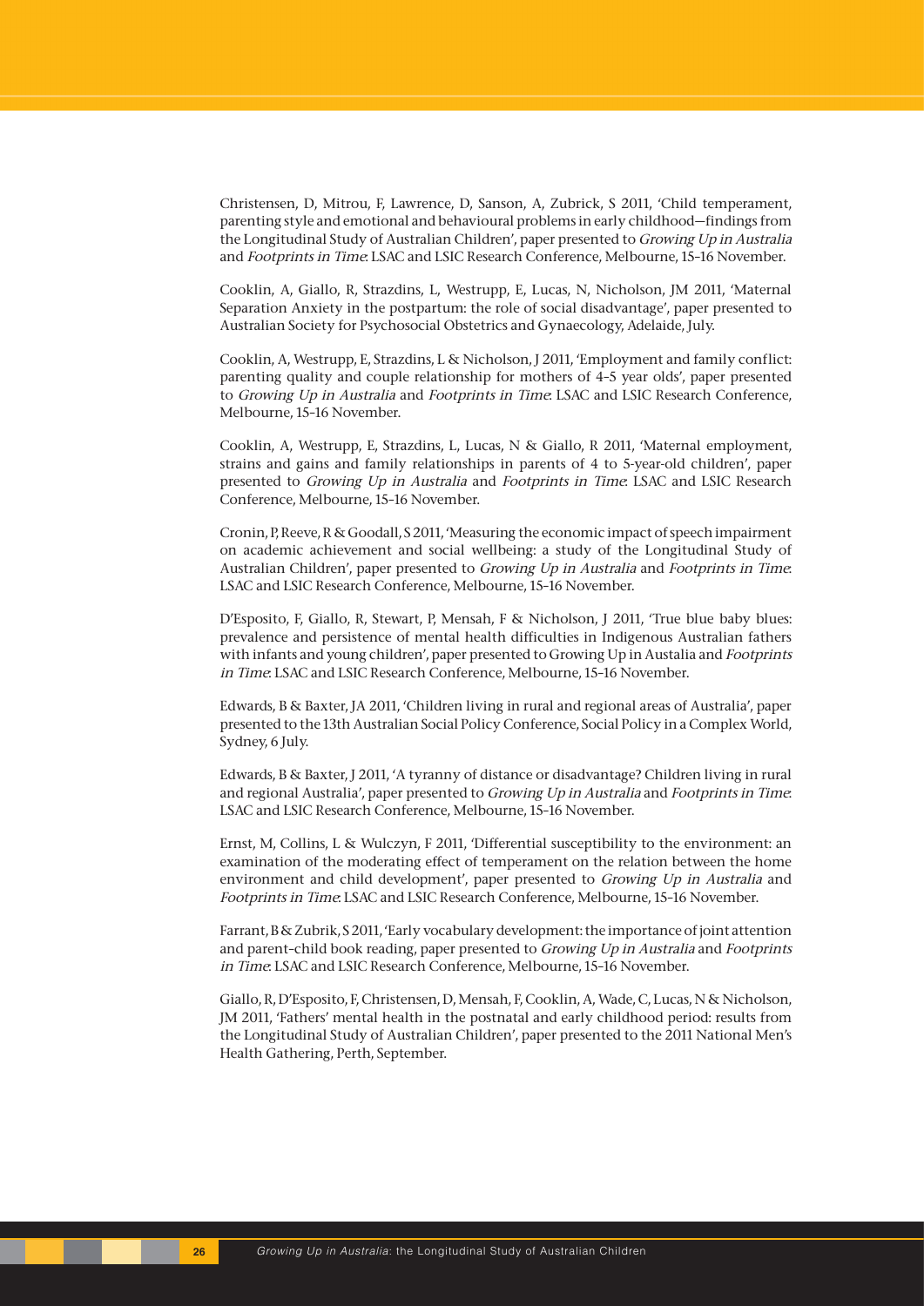Christensen, D, Mitrou, F, Lawrence, D, Sanson, A, Zubrick, S 2011, 'Child temperament, parenting style and emotional and behavioural problems in early childhood—findings from the Longitudinal Study of Australian Children', paper presented to *Growing Up in Australia* and *Footprints in Time*: LSAC and LSIC Research Conference, Melbourne, 15–16 November.

Cooklin, A, Giallo, R, Strazdins, L, Westrupp, E, Lucas, N, Nicholson, JM 2011, 'Maternal Separation Anxiety in the postpartum: the role of social disadvantage', paper presented to Australian Society for Psychosocial Obstetrics and Gynaecology, Adelaide, July.

Cooklin, A, Westrupp, E, Strazdins, L & Nicholson, J 2011, 'Employment and family conflict: parenting quality and couple relationship for mothers of 4–5 year olds', paper presented to *Growing Up in Australia* and *Footprints in Time*: LSAC and LSIC Research Conference, Melbourne, 15–16 November.

Cooklin, A, Westrupp, E, Strazdins, L, Lucas, N & Giallo, R 2011, 'Maternal employment, strains and gains and family relationships in parents of 4 to 5-year-old children', paper presented to *Growing Up in Australia* and *Footprints in Time*: LSAC and LSIC Research Conference, Melbourne, 15–16 November.

Cronin, P, Reeve, R & Goodall, S 2011, 'Measuring the economic impact of speech impairment on academic achievement and social wellbeing: a study of the Longitudinal Study of Australian Children', paper presented to *Growing Up in Australia* and *Footprints in Time*: LSAC and LSIC Research Conference, Melbourne, 15–16 November.

D'Esposito, F, Giallo, R, Stewart, P, Mensah, F & Nicholson, J 2011, 'True blue baby blues: prevalence and persistence of mental health difficulties in Indigenous Australian fathers with infants and young children', paper presented to Growing Up in Austalia and *Footprints in Time*: LSAC and LSIC Research Conference, Melbourne, 15–16 November.

Edwards, B & Baxter, JA 2011, 'Children living in rural and regional areas of Australia', paper presented to the 13th Australian Social Policy Conference, Social Policy in a Complex World, Sydney, 6 July.

Edwards, B & Baxter, J 2011, 'A tyranny of distance or disadvantage? Children living in rural and regional Australia', paper presented to *Growing Up in Australia* and *Footprints in Time*: LSAC and LSIC Research Conference, Melbourne, 15–16 November.

Ernst, M, Collins, L & Wulczyn, F 2011, 'Differential susceptibility to the environment: an examination of the moderating effect of temperament on the relation between the home environment and child development', paper presented to *Growing Up in Australia* and *Footprints in Time*: LSAC and LSIC Research Conference, Melbourne, 15–16 November.

Farrant, B & Zubrik, S 2011, 'Early vocabulary development: the importance of joint attention and parent–child book reading, paper presented to *Growing Up in Australia* and *Footprints in Time*: LSAC and LSIC Research Conference, Melbourne, 15–16 November.

Giallo, R, D'Esposito, F, Christensen, D, Mensah, F, Cooklin, A, Wade, C, Lucas, N & Nicholson, JM 2011, 'Fathers' mental health in the postnatal and early childhood period: results from the Longitudinal Study of Australian Children', paper presented to the 2011 National Men's Health Gathering, Perth, September.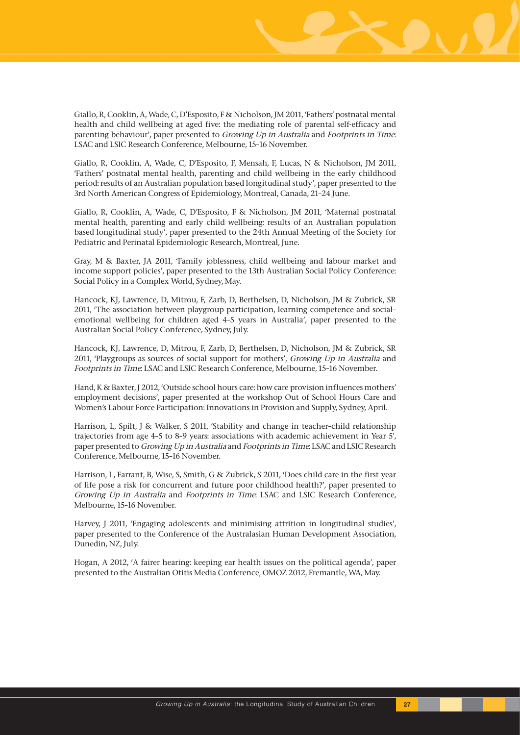Giallo, R, Cooklin, A, Wade, C, D'Esposito, F & Nicholson, JM 2011, 'Fathers' postnatal mental health and child wellbeing at aged five: the mediating role of parental self-efficacy and parenting behaviour', paper presented to *Growing Up in Australia* and *Footprints in Time*: LSAC and LSIC Research Conference, Melbourne, 15–16 November.

Giallo, R, Cooklin, A, Wade, C, D'Esposito, F, Mensah, F, Lucas, N & Nicholson, JM 2011, 'Fathers' postnatal mental health, parenting and child wellbeing in the early childhood period: results of an Australian population based longitudinal study', paper presented to the 3rd North American Congress of Epidemiology, Montreal, Canada, 21–24 June.

Giallo, R, Cooklin, A, Wade, C, D'Esposito, F & Nicholson, JM 2011, 'Maternal postnatal mental health, parenting and early child wellbeing: results of an Australian population based longitudinal study', paper presented to the 24th Annual Meeting of the Society for Pediatric and Perinatal Epidemiologic Research, Montreal, June.

Gray, M & Baxter, JA 2011, 'Family joblessness, child wellbeing and labour market and income support policies', paper presented to the 13th Australian Social Policy Conference: Social Policy in a Complex World, Sydney, May.

Hancock, KJ, Lawrence, D, Mitrou, F, Zarb, D, Berthelsen, D, Nicholson, JM & Zubrick, SR 2011, 'The association between playgroup participation, learning competence and social-emotional wellbeing for children aged 4–5 years in Australia', paper presented to the Australian Social Policy Conference, Sydney, July.

Hancock, KJ, Lawrence, D, Mitrou, F, Zarb, D, Berthelsen, D, Nicholson, JM & Zubrick, SR 2011, 'Playgroups as sources of social support for mothers', *Growing Up in Australia* and *Footprints in Time*: LSAC and LSIC Research Conference, Melbourne, 15–16 November.

Hand, K & Baxter, J 2012, 'Outside school hours care: how care provision influences mothers' employment decisions', paper presented at the workshop Out of School Hours Care and Women's Labour Force Participation: Innovations in Provision and Supply, Sydney, April.

Harrison, L, Spilt, J & Walker, S 2011, 'Stability and change in teacher–child relationship trajectories from age 4–5 to 8–9 years: associations with academic achievement in Year 5', paper presented to *Growing Up in Australia* and *Footprints in Time*: LSAC and LSIC Research Conference, Melbourne, 15–16 November.

Harrison, L, Farrant, B, Wise, S, Smith, G & Zubrick, S 2011, 'Does child care in the first year of life pose a risk for concurrent and future poor childhood health?', paper presented to *Growing Up in Australia* and *Footprints in Time*: LSAC and LSIC Research Conference, Melbourne, 15–16 November.

Harvey, J 2011, 'Engaging adolescents and minimising attrition in longitudinal studies', paper presented to the Conference of the Australasian Human Development Association, Dunedin, NZ, July.

Hogan, A 2012, 'A fairer hearing: keeping ear health issues on the political agenda', paper presented to the Australian Otitis Media Conference, OMOZ 2012, Fremantle, WA, May.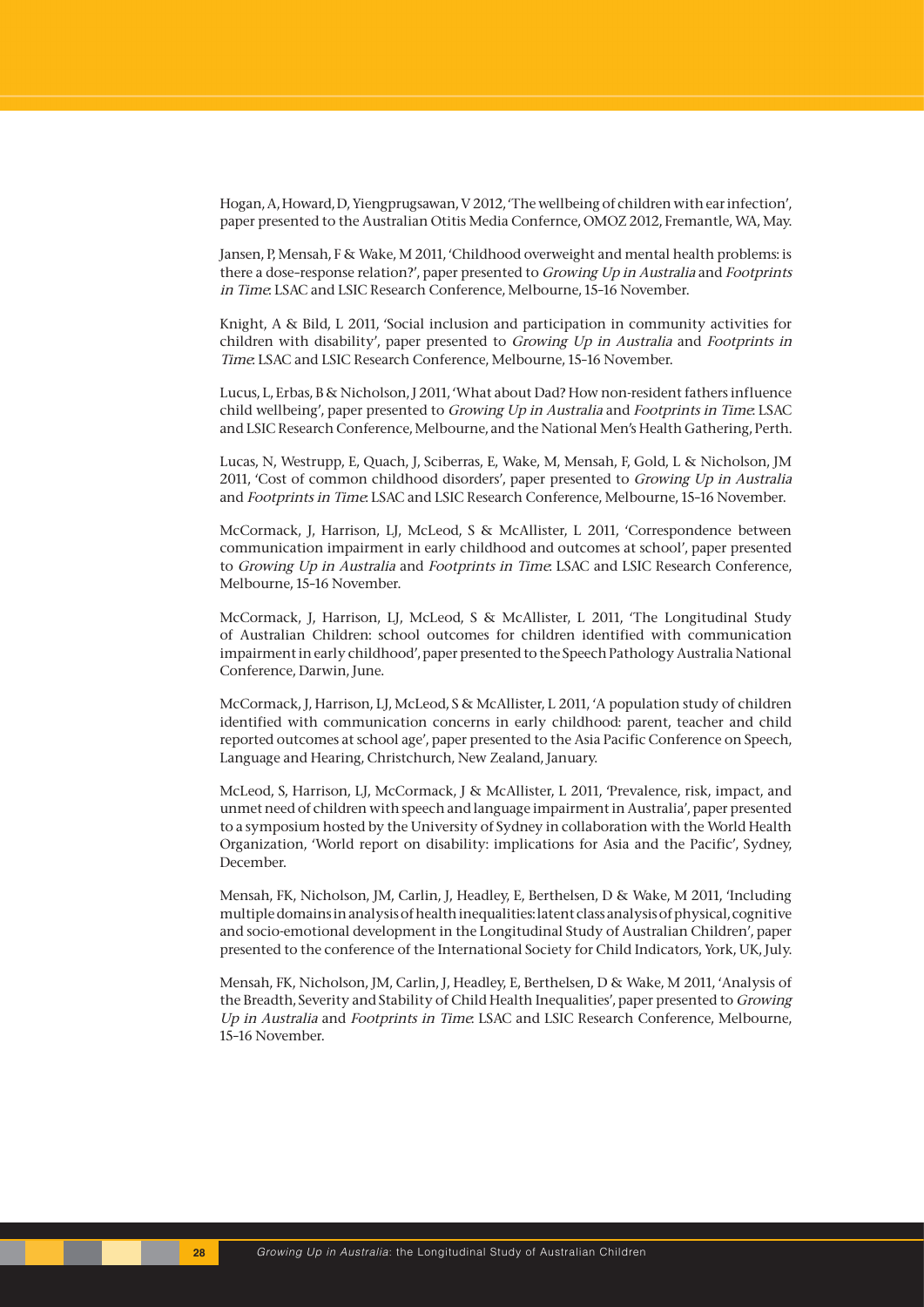Hogan, A, Howard, D, Yiengprugsawan, V 2012, 'The wellbeing of children with ear infection', paper presented to the Australian Otitis Media Confernce, OMOZ 2012, Fremantle, WA, May.

Jansen, P, Mensah, F & Wake, M 2011, 'Childhood overweight and mental health problems: is there a dose–response relation?', paper presented to *Growing Up in Australia* and *Footprints in Time*: LSAC and LSIC Research Conference, Melbourne, 15–16 November.

Knight, A & Bild, L 2011, 'Social inclusion and participation in community activities for children with disability', paper presented to *Growing Up in Australia* and *Footprints in Time*: LSAC and LSIC Research Conference, Melbourne, 15–16 November.

Lucus, L, Erbas, B & Nicholson, J 2011, 'What about Dad? How non-resident fathers influence child wellbeing', paper presented to *Growing Up in Australia* and *Footprints in Time*: LSAC and LSIC Research Conference, Melbourne, and the National Men's Health Gathering, Perth.

Lucas, N, Westrupp, E, Quach, J, Sciberras, E, Wake, M, Mensah, F, Gold, L & Nicholson, JM 2011, 'Cost of common childhood disorders', paper presented to *Growing Up in Australia* and *Footprints in Time*: LSAC and LSIC Research Conference, Melbourne, 15–16 November.

McCormack, J, Harrison, LJ, McLeod, S & McAllister, L 2011, 'Correspondence between communication impairment in early childhood and outcomes at school', paper presented to *Growing Up in Australia* and *Footprints in Time*: LSAC and LSIC Research Conference, Melbourne, 15–16 November.

McCormack, J, Harrison, LJ, McLeod, S & McAllister, L 2011, 'The Longitudinal Study of Australian Children: school outcomes for children identified with communication impairment in early childhood', paper presented to the Speech Pathology Australia National Conference, Darwin, June.

McCormack, J, Harrison, LJ, McLeod, S & McAllister, L 2011, 'A population study of children identified with communication concerns in early childhood: parent, teacher and child reported outcomes at school age', paper presented to the Asia Pacific Conference on Speech, Language and Hearing, Christchurch, New Zealand, January.

McLeod, S, Harrison, LJ, McCormack, J & McAllister, L 2011, 'Prevalence, risk, impact, and unmet need of children with speech and language impairment in Australia', paper presented to a symposium hosted by the University of Sydney in collaboration with the World Health Organization, 'World report on disability: implications for Asia and the Pacific', Sydney, December.

Mensah, FK, Nicholson, JM, Carlin, J, Headley, E, Berthelsen, D & Wake, M 2011, 'Including multiple domains in analysis of health inequalities: latent class analysis of physical, cognitive and socio-emotional development in the Longitudinal Study of Australian Children', paper presented to the conference of the International Society for Child Indicators, York, UK, July.

Mensah, FK, Nicholson, JM, Carlin, J, Headley, E, Berthelsen, D & Wake, M 2011, 'Analysis of the Breadth, Severity and Stability of Child Health Inequalities', paper presented to *Growing Up in Australia* and *Footprints in Time*: LSAC and LSIC Research Conference, Melbourne, 15–16 November.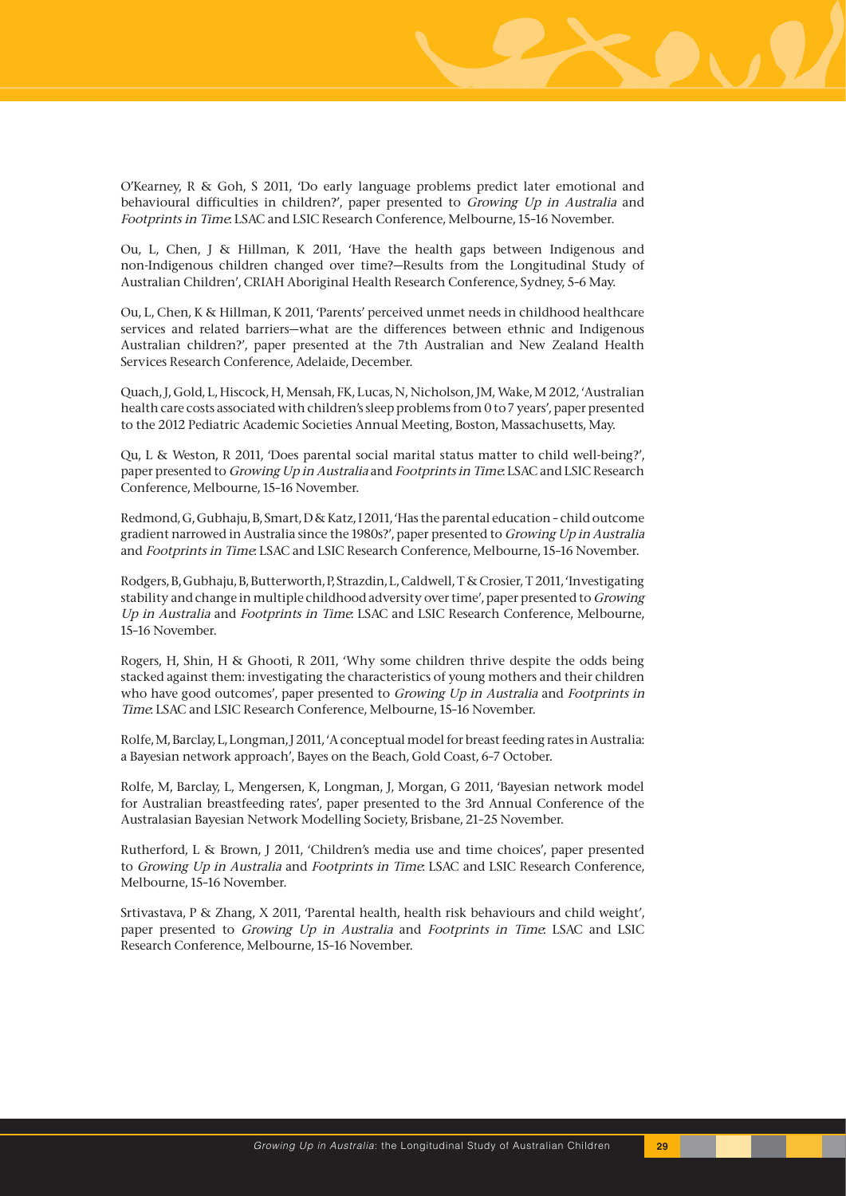O'Kearney, R & Goh, S 2011, 'Do early language problems predict later emotional and behavioural difficulties in children?', paper presented to *Growing Up in Australia* and *Footprints in Time*: LSAC and LSIC Research Conference, Melbourne, 15–16 November.

Ou, L, Chen, J & Hillman, K 2011, 'Have the health gaps between Indigenous and non-Indigenous children changed over time?—Results from the Longitudinal Study of Australian Children', CRIAH Aboriginal Health Research Conference, Sydney, 5–6 May.

Ou, L, Chen, K & Hillman, K 2011, 'Parents' perceived unmet needs in childhood healthcare services and related barriers—what are the differences between ethnic and Indigenous Australian children?', paper presented at the 7th Australian and New Zealand Health Services Research Conference, Adelaide, December.

Quach, J, Gold, L, Hiscock, H, Mensah, FK, Lucas, N, Nicholson, JM, Wake, M 2012, 'Australian health care costs associated with children's sleep problems from 0 to 7 years', paper presented to the 2012 Pediatric Academic Societies Annual Meeting, Boston, Massachusetts, May.

Qu, L & Weston, R 2011, 'Does parental social marital status matter to child well-being?', paper presented to *Growing Up in Australia* and *Footprints in Time*: LSAC and LSIC Research Conference, Melbourne, 15–16 November.

Redmond, G, Gubhaju, B, Smart, D & Katz, I 2011, 'Has the parental education – child outcome gradient narrowed in Australia since the 1980s?', paper presented to *Growing Up in Australia* and *Footprints in Time*: LSAC and LSIC Research Conference, Melbourne, 15–16 November.

Rodgers, B, Gubhaju, B, Butterworth, P, Strazdin, L, Caldwell, T & Crosier, T 2011, 'Investigating stability and change in multiple childhood adversity over time', paper presented to *Growing Up in Australia* and *Footprints in Time*: LSAC and LSIC Research Conference, Melbourne, 15–16 November.

Rogers, H, Shin, H & Ghooti, R 2011, 'Why some children thrive despite the odds being stacked against them: investigating the characteristics of young mothers and their children who have good outcomes', paper presented to *Growing Up in Australia* and *Footprints in Time*: LSAC and LSIC Research Conference, Melbourne, 15–16 November.

Rolfe, M, Barclay, L, Longman, J 2011, 'A conceptual model for breast feeding rates in Australia: a Bayesian network approach', Bayes on the Beach, Gold Coast, 6–7 October.

Rolfe, M, Barclay, L, Mengersen, K, Longman, J, Morgan, G 2011, 'Bayesian network model for Australian breastfeeding rates', paper presented to the 3rd Annual Conference of the Australasian Bayesian Network Modelling Society, Brisbane, 21–25 November.

Rutherford, L & Brown, J 2011, 'Children's media use and time choices', paper presented to *Growing Up in Australia* and *Footprints in Time*: LSAC and LSIC Research Conference, Melbourne, 15–16 November.

Srtivastava, P & Zhang, X 2011, 'Parental health, health risk behaviours and child weight', paper presented to *Growing Up in Australia* and *Footprints in Time*: LSAC and LSIC Research Conference, Melbourne, 15–16 November.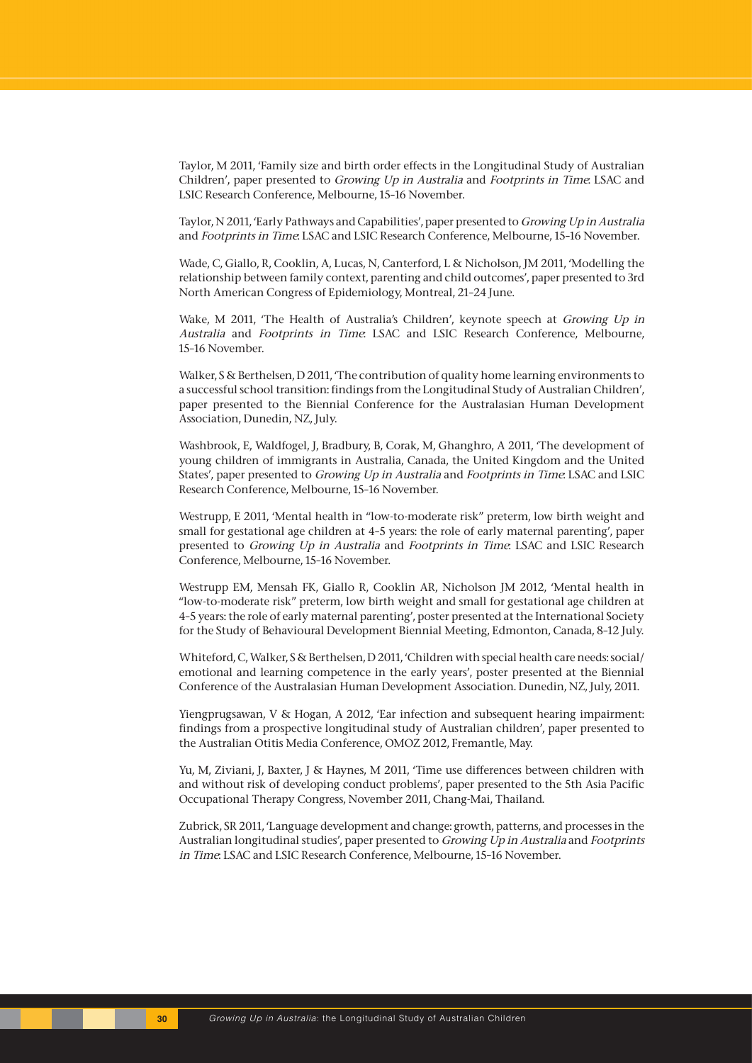Taylor, M 2011, 'Family size and birth order effects in the Longitudinal Study of Australian Children', paper presented to *Growing Up in Australia* and *Footprints in Time*: LSAC and LSIC Research Conference, Melbourne, 15–16 November.

Taylor, N 2011, 'Early Pathways and Capabilities', paper presented to *Growing Up in Australia* and *Footprints in Time*: LSAC and LSIC Research Conference, Melbourne, 15–16 November.

Wade, C, Giallo, R, Cooklin, A, Lucas, N, Canterford, L & Nicholson, JM 2011, 'Modelling the relationship between family context, parenting and child outcomes', paper presented to 3rd North American Congress of Epidemiology, Montreal, 21–24 June.

Wake, M 2011, 'The Health of Australia's Children', keynote speech at *Growing Up in Australia* and *Footprints in Time*: LSAC and LSIC Research Conference, Melbourne, 15–16 November.

Walker, S & Berthelsen, D 2011, 'The contribution of quality home learning environments to a successful school transition: findings from the Longitudinal Study of Australian Children', paper presented to the Biennial Conference for the Australasian Human Development Association, Dunedin, NZ, July.

Washbrook, E, Waldfogel, J, Bradbury, B, Corak, M, Ghanghro, A 2011, 'The development of young children of immigrants in Australia, Canada, the United Kingdom and the United States', paper presented to *Growing Up in Australia* and *Footprints in Time*: LSAC and LSIC Research Conference, Melbourne, 15–16 November.

Westrupp, E 2011, 'Mental health in "low-to-moderate risk" preterm, low birth weight and small for gestational age children at 4–5 years: the role of early maternal parenting', paper presented to *Growing Up in Australia* and *Footprints in Time*: LSAC and LSIC Research Conference, Melbourne, 15–16 November.

Westrupp EM, Mensah FK, Giallo R, Cooklin AR, Nicholson JM 2012, 'Mental health in "low-to-moderate risk" preterm, low birth weight and small for gestational age children at 4–5 years: the role of early maternal parenting', poster presented at the International Society for the Study of Behavioural Development Biennial Meeting, Edmonton, Canada, 8–12 July.

Whiteford, C, Walker, S & Berthelsen, D 2011, 'Children with special health care needs: social/emotional and learning competence in the early years', poster presented at the Biennial Conference of the Australasian Human Development Association. Dunedin, NZ, July, 2011.

Yiengprugsawan, V & Hogan, A 2012, 'Ear infection and subsequent hearing impairment: findings from a prospective longitudinal study of Australian children', paper presented to the Australian Otitis Media Conference, OMOZ 2012, Fremantle, May.

Yu, M, Ziviani, J, Baxter, J & Haynes, M 2011, 'Time use differences between children with and without risk of developing conduct problems', paper presented to the 5th Asia Pacific Occupational Therapy Congress, November 2011, Chang-Mai, Thailand.

Zubrick, SR 2011, 'Language development and change: growth, patterns, and processes in the Australian longitudinal studies', paper presented to *Growing Up in Australia* and *Footprints in Time*: LSAC and LSIC Research Conference, Melbourne, 15–16 November.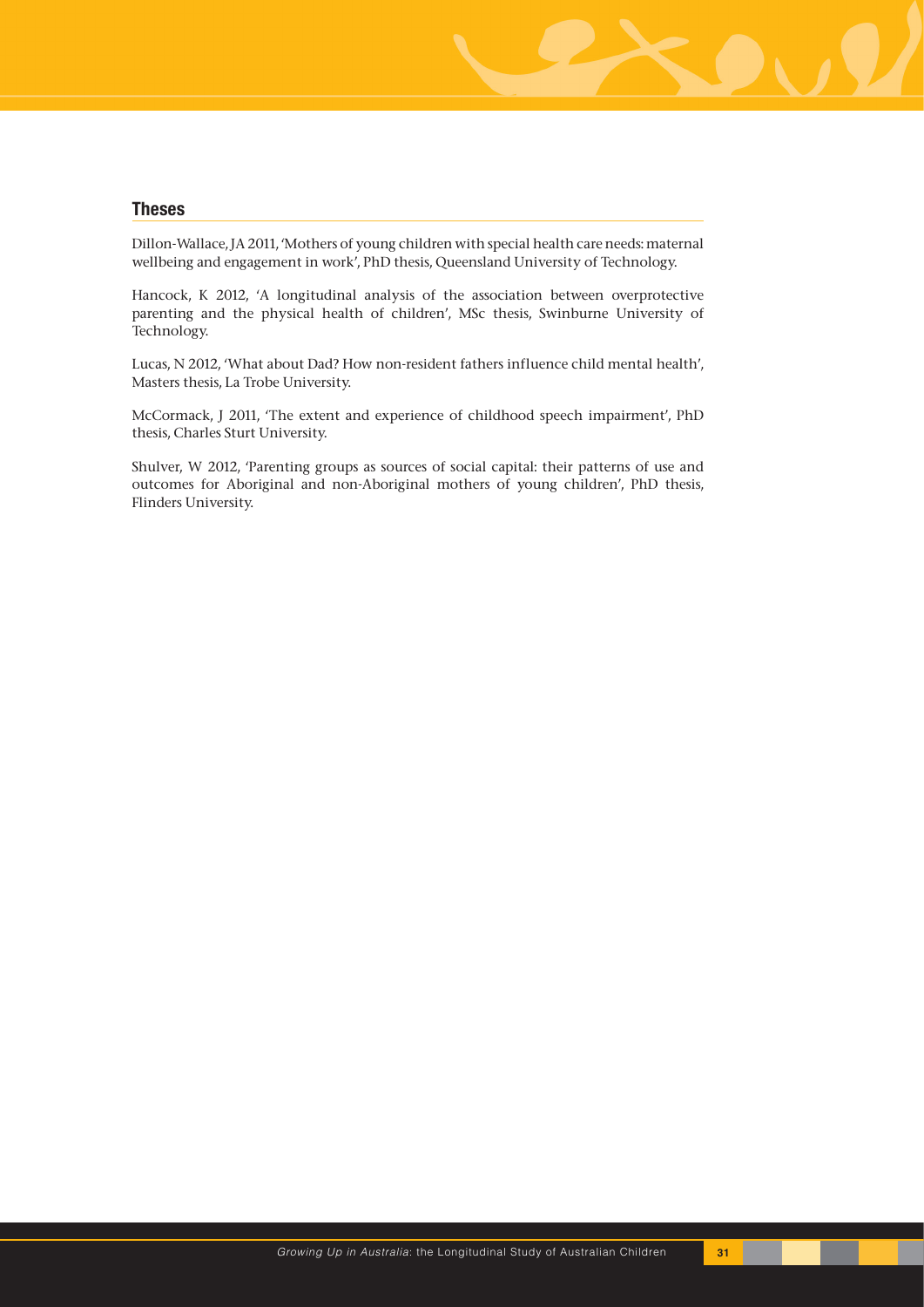### Theses

Dillon-Wallace, JA 2011, 'Mothers of young children with special health care needs: maternal wellbeing and engagement in work', PhD thesis, Queensland University of Technology.

Hancock, K 2012, 'A longitudinal analysis of the association between overprotective parenting and the physical health of children', MSc thesis, Swinburne University of Technology.

Lucas, N 2012, 'What about Dad? How non-resident fathers influence child mental health', Masters thesis, La Trobe University.

McCormack, J 2011, 'The extent and experience of childhood speech impairment', PhD thesis, Charles Sturt University.

Shulver, W 2012, 'Parenting groups as sources of social capital: their patterns of use and outcomes for Aboriginal and non-Aboriginal mothers of young children', PhD thesis, Flinders University.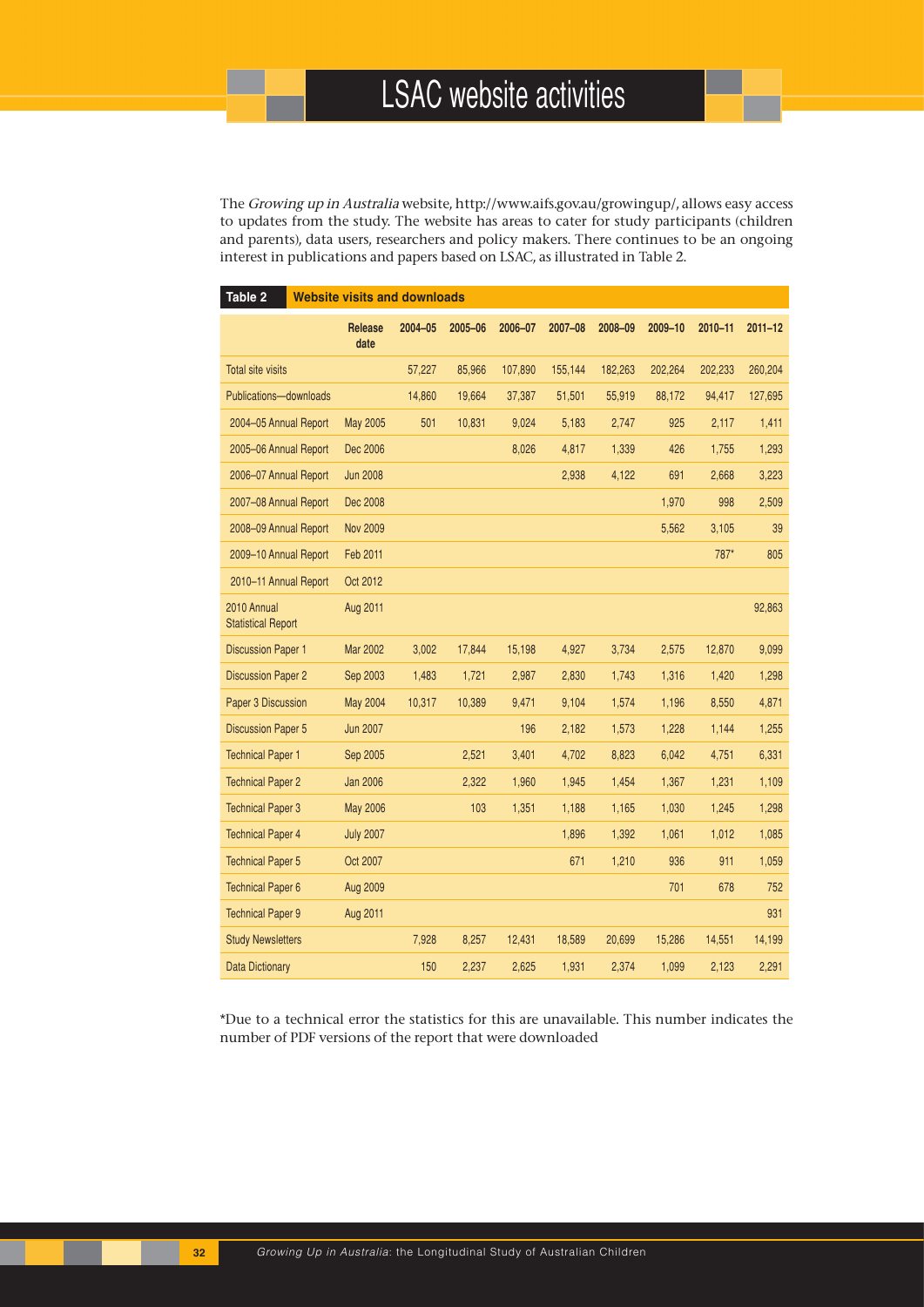# LSAC website activities

The *Growing up in Australia* website, http://www.aifs.gov.au/growingup/, allows easy access to updates from the study. The website has areas to cater for study participants (children and parents), data users, researchers and policy makers. There continues to be an ongoing interest in publications and papers based on LSAC, as illustrated in Table 2.

**Table 2 Website visits and downloads**

| | Release date | 2004–05 | 2005–06 | 2006–07 | 2007–08 | 2008–09 | 2009–10 | 2010–11 | 2011–12 |
|---|---|---|---|---|---|---|---|---|---|
| Total site visits | | 57,227 | 85,966 | 107,890 | 155,144 | 182,263 | 202,264 | 202,233 | 260,204 |
| Publications—downloads | | 14,860 | 19,664 | 37,387 | 51,501 | 55,919 | 88,172 | 94,417 | 127,695 |
| 2004–05 Annual Report | May 2005 | 501 | 10,831 | 9,024 | 5,183 | 2,747 | 925 | 2,117 | 1,411 |
| 2005–06 Annual Report | Dec 2006 | | | 8,026 | 4,817 | 1,339 | 426 | 1,755 | 1,293 |
| 2006–07 Annual Report | Jun 2008 | | | | 2,938 | 4,122 | 691 | 2,668 | 3,223 |
| 2007–08 Annual Report | Dec 2008 | | | | | | 1,970 | 998 | 2,509 |
| 2008–09 Annual Report | Nov 2009 | | | | | | 5,562 | 3,105 | 39 |
| 2009–10 Annual Report | Feb 2011 | | | | | | | 787* | 805 |
| 2010–11 Annual Report | Oct 2012 | | | | | | | | |
| 2010 Annual Statistical Report | Aug 2011 | | | | | | | | 92,863 |
| Discussion Paper 1 | Mar 2002 | 3,002 | 17,844 | 15,198 | 4,927 | 3,734 | 2,575 | 12,870 | 9,099 |
| Discussion Paper 2 | Sep 2003 | 1,483 | 1,721 | 2,987 | 2,830 | 1,743 | 1,316 | 1,420 | 1,298 |
| Paper 3 Discussion | May 2004 | 10,317 | 10,389 | 9,471 | 9,104 | 1,574 | 1,196 | 8,550 | 4,871 |
| Discussion Paper 5 | Jun 2007 | | | 196 | 2,182 | 1,573 | 1,228 | 1,144 | 1,255 |
| Technical Paper 1 | Sep 2005 | | 2,521 | 3,401 | 4,702 | 8,823 | 6,042 | 4,751 | 6,331 |
| Technical Paper 2 | Jan 2006 | | 2,322 | 1,960 | 1,945 | 1,454 | 1,367 | 1,231 | 1,109 |
| Technical Paper 3 | May 2006 | | 103 | 1,351 | 1,188 | 1,165 | 1,030 | 1,245 | 1,298 |
| Technical Paper 4 | July 2007 | | | | 1,896 | 1,392 | 1,061 | 1,012 | 1,085 |
| Technical Paper 5 | Oct 2007 | | | | 671 | 1,210 | 936 | 911 | 1,059 |
| Technical Paper 6 | Aug 2009 | | | | | | 701 | 678 | 752 |
| Technical Paper 9 | Aug 2011 | | | | | | | | 931 |
| Study Newsletters | | 7,928 | 8,257 | 12,431 | 18,589 | 20,699 | 15,286 | 14,551 | 14,199 |
| Data Dictionary | | 150 | 2,237 | 2,625 | 1,931 | 2,374 | 1,099 | 2,123 | 2,291 |

*Due to a technical error the statistics for this are unavailable. This number indicates the number of PDF versions of the report that were downloaded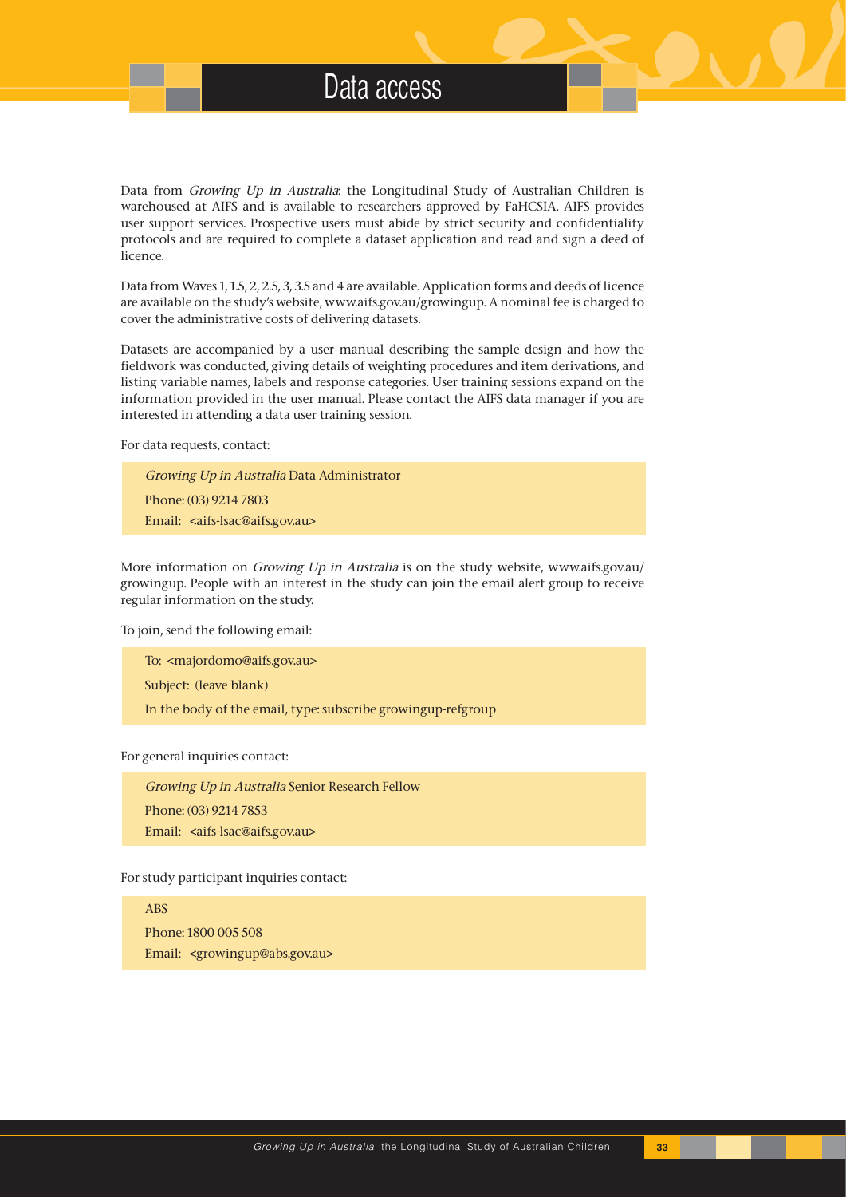# Data access

Data from *Growing Up in Australia*: the Longitudinal Study of Australian Children is warehoused at AIFS and is available to researchers approved by FaHCSIA. AIFS provides user support services. Prospective users must abide by strict security and confidentiality protocols and are required to complete a dataset application and read and sign a deed of licence.

Data from Waves 1, 1.5, 2, 2.5, 3, 3.5 and 4 are available. Application forms and deeds of licence are available on the study's website, www.aifs.gov.au/growingup. A nominal fee is charged to cover the administrative costs of delivering datasets.

Datasets are accompanied by a user manual describing the sample design and how the fieldwork was conducted, giving details of weighting procedures and item derivations, and listing variable names, labels and response categories. User training sessions expand on the information provided in the user manual. Please contact the AIFS data manager if you are interested in attending a data user training session.

For data requests, contact:

> *Growing Up in Australia* Data Administrator
>
> Phone: (03) 9214 7803
>
> Email: <aifs-lsac@aifs.gov.au>

More information on *Growing Up in Australia* is on the study website, www.aifs.gov.au/growingup. People with an interest in the study can join the email alert group to receive regular information on the study.

To join, send the following email:

> To: <majordomo@aifs.gov.au>
>
> Subject: (leave blank)
>
> In the body of the email, type: subscribe growingup-refgroup

For general inquiries contact:

> *Growing Up in Australia* Senior Research Fellow
>
> Phone: (03) 9214 7853
>
> Email: <aifs-lsac@aifs.gov.au>

For study participant inquiries contact:

> ABS
>
> Phone: 1800 005 508
>
> Email: <growingup@abs.gov.au>